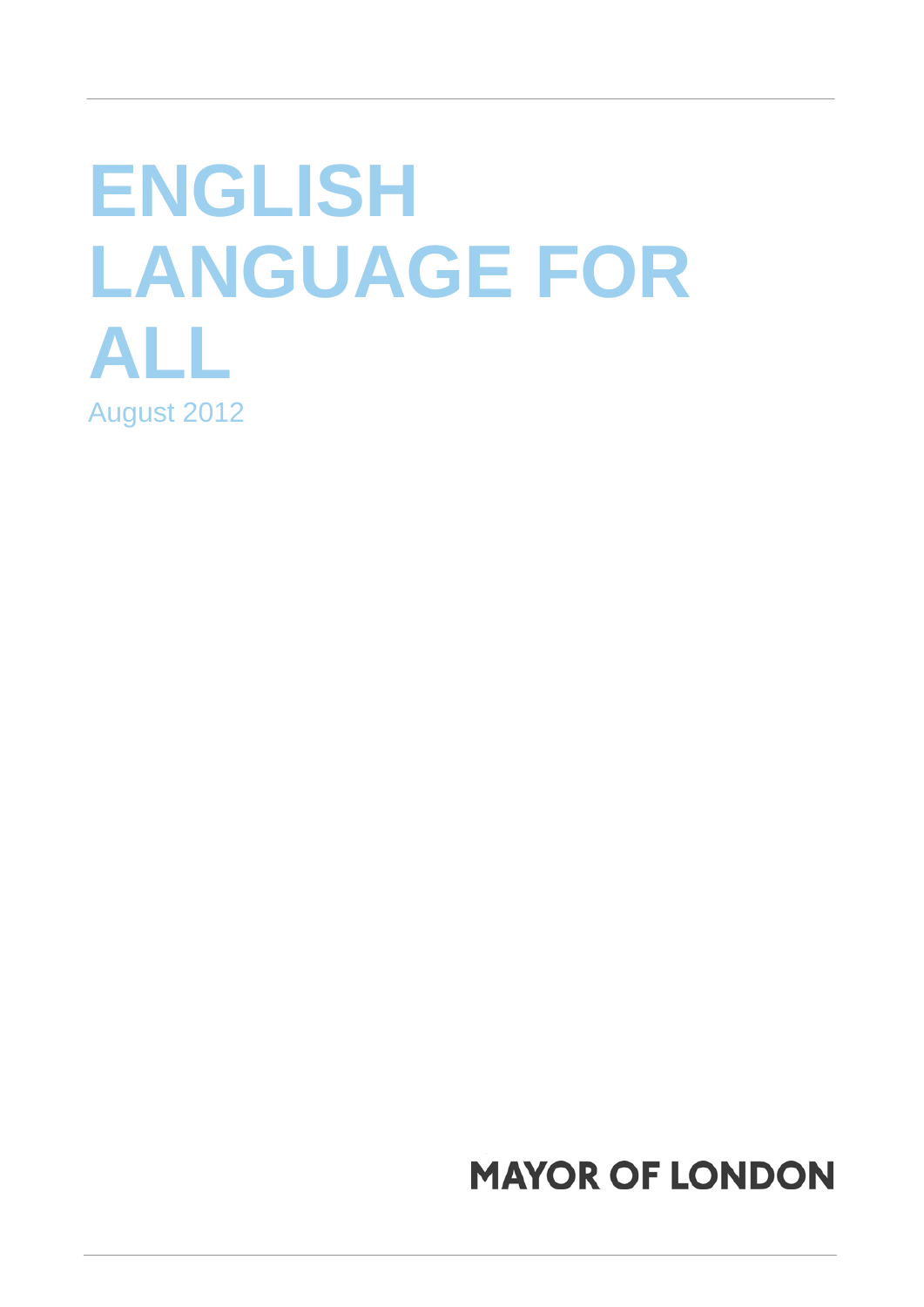# ENGLISH LANGUAGE FOR ALL

August 2012

MAYOR OF LONDON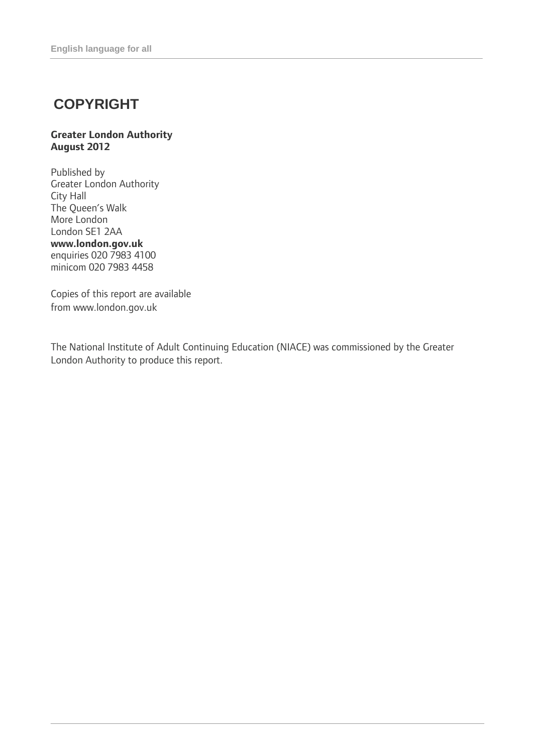# COPYRIGHT

**Greater London Authority**
**August 2012**

Published by
Greater London Authority
City Hall
The Queen's Walk
More London
London SE1 2AA
**www.london.gov.uk**
enquiries 020 7983 4100
minicom 020 7983 4458

Copies of this report are available from www.london.gov.uk

The National Institute of Adult Continuing Education (NIACE) was commissioned by the Greater London Authority to produce this report.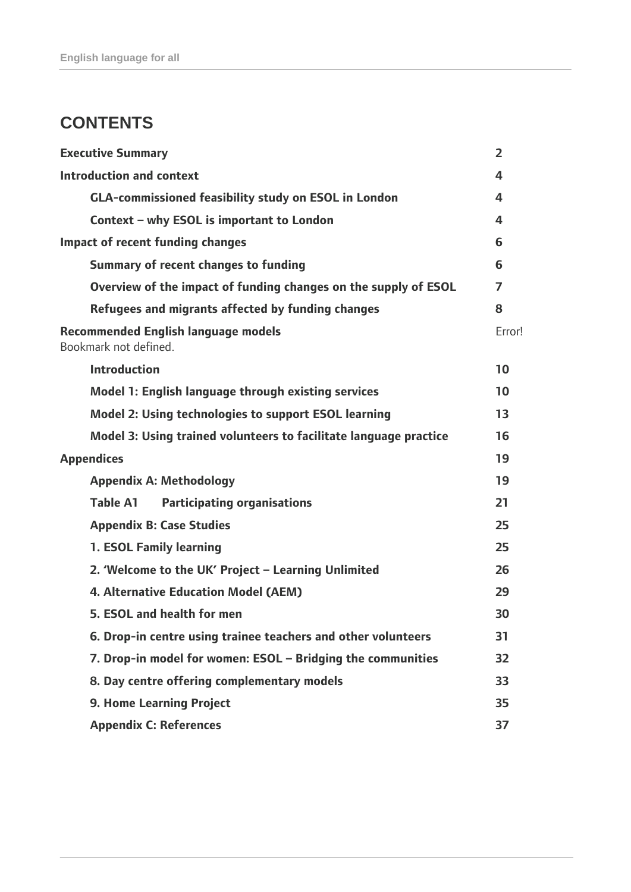# CONTENTS

| | |
|---|---|
| **Executive Summary** | **2** |
| **Introduction and context** | **4** |
| **GLA-commissioned feasibility study on ESOL in London** | **4** |
| **Context – why ESOL is important to London** | **4** |
| **Impact of recent funding changes** | **6** |
| **Summary of recent changes to funding** | **6** |
| **Overview of the impact of funding changes on the supply of ESOL** | **7** |
| **Refugees and migrants affected by funding changes** | **8** |
| **Recommended English language models** Bookmark not defined. | Error! |
| **Introduction** | **10** |
| **Model 1: English language through existing services** | **10** |
| **Model 2: Using technologies to support ESOL learning** | **13** |
| **Model 3: Using trained volunteers to facilitate language practice** | **16** |
| **Appendices** | **19** |
| **Appendix A: Methodology** | **19** |
| **Table A1 Participating organisations** | **21** |
| **Appendix B: Case Studies** | **25** |
| **1. ESOL Family learning** | **25** |
| **2. 'Welcome to the UK' Project – Learning Unlimited** | **26** |
| **4. Alternative Education Model (AEM)** | **29** |
| **5. ESOL and health for men** | **30** |
| **6. Drop-in centre using trainee teachers and other volunteers** | **31** |
| **7. Drop-in model for women: ESOL – Bridging the communities** | **32** |
| **8. Day centre offering complementary models** | **33** |
| **9. Home Learning Project** | **35** |
| **Appendix C: References** | **37** |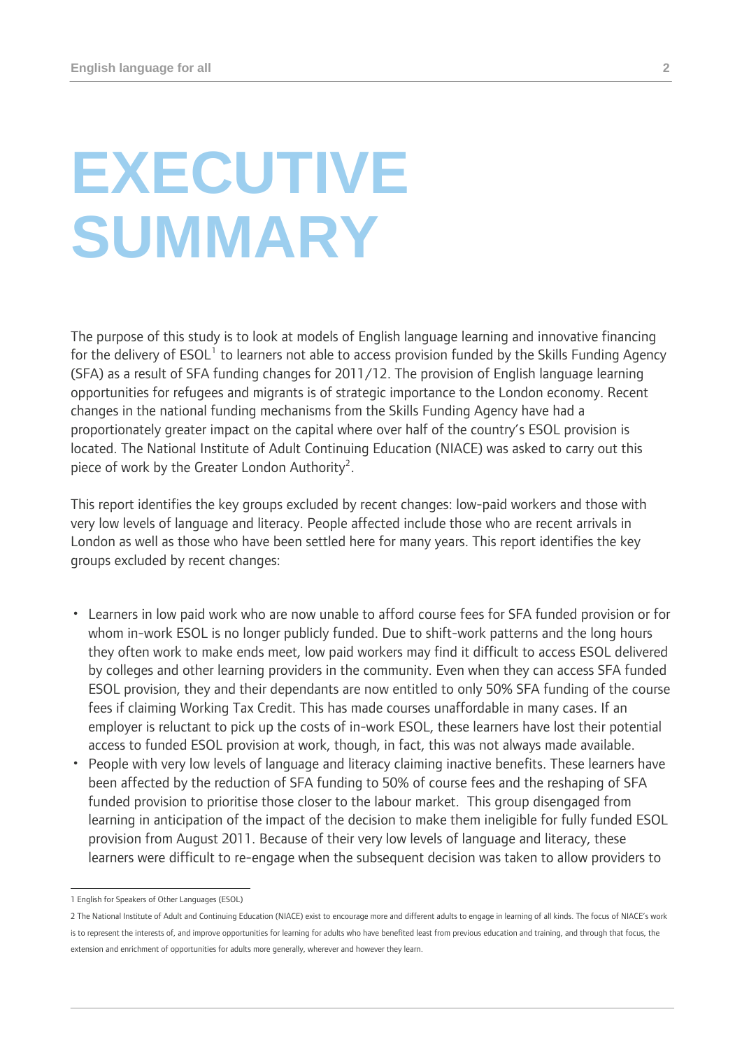# EXECUTIVE SUMMARY

The purpose of this study is to look at models of English language learning and innovative financing for the delivery of ESOL[1] to learners not able to access provision funded by the Skills Funding Agency (SFA) as a result of SFA funding changes for 2011/12. The provision of English language learning opportunities for refugees and migrants is of strategic importance to the London economy. Recent changes in the national funding mechanisms from the Skills Funding Agency have had a proportionately greater impact on the capital where over half of the country's ESOL provision is located. The National Institute of Adult Continuing Education (NIACE) was asked to carry out this piece of work by the Greater London Authority[2].

This report identifies the key groups excluded by recent changes: low-paid workers and those with very low levels of language and literacy. People affected include those who are recent arrivals in London as well as those who have been settled here for many years. This report identifies the key groups excluded by recent changes:

- Learners in low paid work who are now unable to afford course fees for SFA funded provision or for whom in-work ESOL is no longer publicly funded. Due to shift-work patterns and the long hours they often work to make ends meet, low paid workers may find it difficult to access ESOL delivered by colleges and other learning providers in the community. Even when they can access SFA funded ESOL provision, they and their dependants are now entitled to only 50% SFA funding of the course fees if claiming Working Tax Credit. This has made courses unaffordable in many cases. If an employer is reluctant to pick up the costs of in-work ESOL, these learners have lost their potential access to funded ESOL provision at work, though, in fact, this was not always made available.
- People with very low levels of language and literacy claiming inactive benefits. These learners have been affected by the reduction of SFA funding to 50% of course fees and the reshaping of SFA funded provision to prioritise those closer to the labour market. This group disengaged from learning in anticipation of the impact of the decision to make them ineligible for fully funded ESOL provision from August 2011. Because of their very low levels of language and literacy, these learners were difficult to re-engage when the subsequent decision was taken to allow providers to

---

1 English for Speakers of Other Languages (ESOL)

2 The National Institute of Adult and Continuing Education (NIACE) exist to encourage more and different adults to engage in learning of all kinds. The focus of NIACE's work is to represent the interests of, and improve opportunities for learning for adults who have benefited least from previous education and training, and through that focus, the extension and enrichment of opportunities for adults more generally, wherever and however they learn.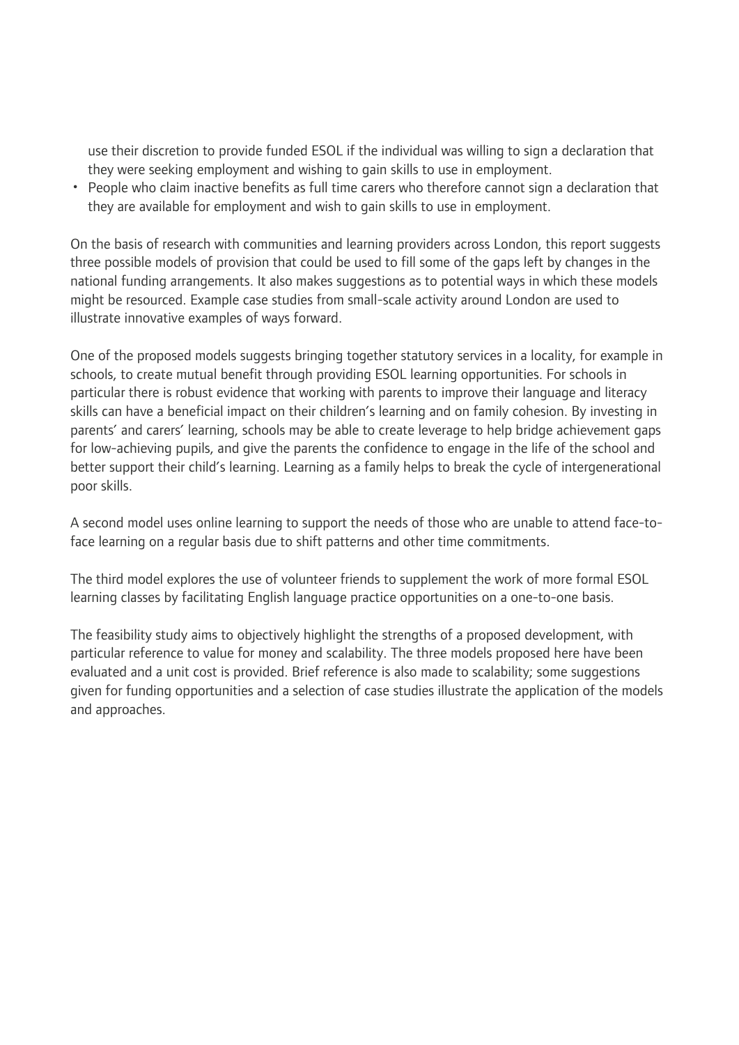use their discretion to provide funded ESOL if the individual was willing to sign a declaration that they were seeking employment and wishing to gain skills to use in employment.

- People who claim inactive benefits as full time carers who therefore cannot sign a declaration that they are available for employment and wish to gain skills to use in employment.

On the basis of research with communities and learning providers across London, this report suggests three possible models of provision that could be used to fill some of the gaps left by changes in the national funding arrangements. It also makes suggestions as to potential ways in which these models might be resourced. Example case studies from small-scale activity around London are used to illustrate innovative examples of ways forward.

One of the proposed models suggests bringing together statutory services in a locality, for example in schools, to create mutual benefit through providing ESOL learning opportunities. For schools in particular there is robust evidence that working with parents to improve their language and literacy skills can have a beneficial impact on their children's learning and on family cohesion. By investing in parents' and carers' learning, schools may be able to create leverage to help bridge achievement gaps for low-achieving pupils, and give the parents the confidence to engage in the life of the school and better support their child's learning. Learning as a family helps to break the cycle of intergenerational poor skills.

A second model uses online learning to support the needs of those who are unable to attend face-to-face learning on a regular basis due to shift patterns and other time commitments.

The third model explores the use of volunteer friends to supplement the work of more formal ESOL learning classes by facilitating English language practice opportunities on a one-to-one basis.

The feasibility study aims to objectively highlight the strengths of a proposed development, with particular reference to value for money and scalability. The three models proposed here have been evaluated and a unit cost is provided. Brief reference is also made to scalability; some suggestions given for funding opportunities and a selection of case studies illustrate the application of the models and approaches.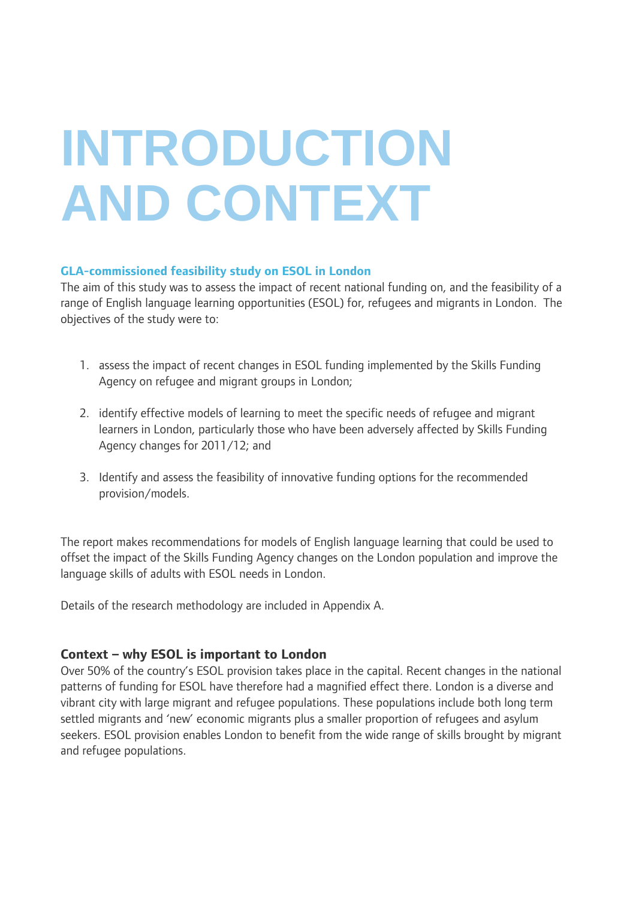# INTRODUCTION AND CONTEXT

### GLA-commissioned feasibility study on ESOL in London

The aim of this study was to assess the impact of recent national funding on, and the feasibility of a range of English language learning opportunities (ESOL) for, refugees and migrants in London. The objectives of the study were to:

1. assess the impact of recent changes in ESOL funding implemented by the Skills Funding Agency on refugee and migrant groups in London;
2. identify effective models of learning to meet the specific needs of refugee and migrant learners in London, particularly those who have been adversely affected by Skills Funding Agency changes for 2011/12; and
3. Identify and assess the feasibility of innovative funding options for the recommended provision/models.

The report makes recommendations for models of English language learning that could be used to offset the impact of the Skills Funding Agency changes on the London population and improve the language skills of adults with ESOL needs in London.

Details of the research methodology are included in Appendix A.

### Context – why ESOL is important to London

Over 50% of the country's ESOL provision takes place in the capital. Recent changes in the national patterns of funding for ESOL have therefore had a magnified effect there. London is a diverse and vibrant city with large migrant and refugee populations. These populations include both long term settled migrants and 'new' economic migrants plus a smaller proportion of refugees and asylum seekers. ESOL provision enables London to benefit from the wide range of skills brought by migrant and refugee populations.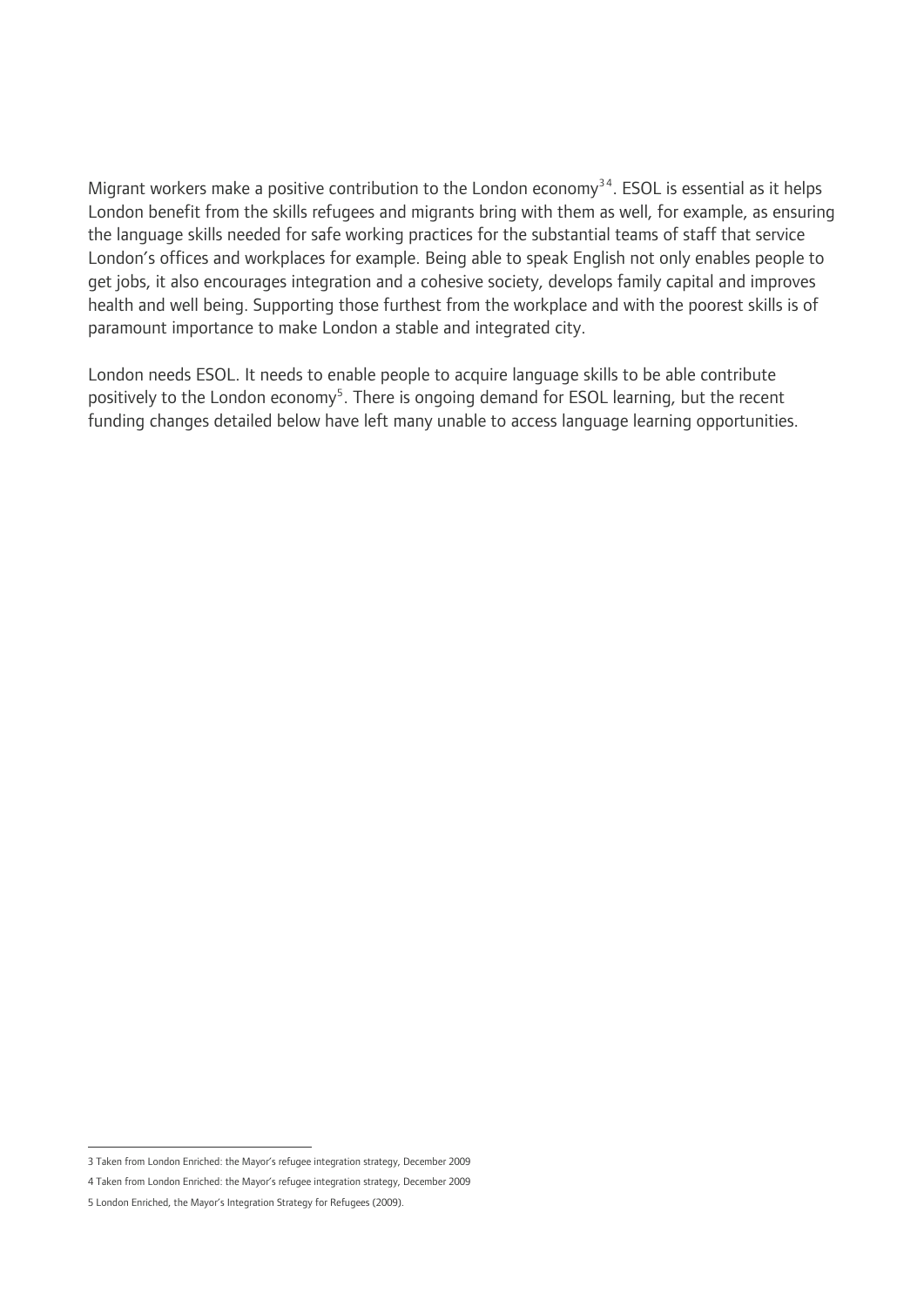Migrant workers make a positive contribution to the London economy[3 4]. ESOL is essential as it helps London benefit from the skills refugees and migrants bring with them as well, for example, as ensuring the language skills needed for safe working practices for the substantial teams of staff that service London's offices and workplaces for example. Being able to speak English not only enables people to get jobs, it also encourages integration and a cohesive society, develops family capital and improves health and well being. Supporting those furthest from the workplace and with the poorest skills is of paramount importance to make London a stable and integrated city.

London needs ESOL. It needs to enable people to acquire language skills to be able contribute positively to the London economy[5]. There is ongoing demand for ESOL learning, but the recent funding changes detailed below have left many unable to access language learning opportunities.

---

3 Taken from London Enriched: the Mayor's refugee integration strategy, December 2009

4 Taken from London Enriched: the Mayor's refugee integration strategy, December 2009

5 London Enriched, the Mayor's Integration Strategy for Refugees (2009).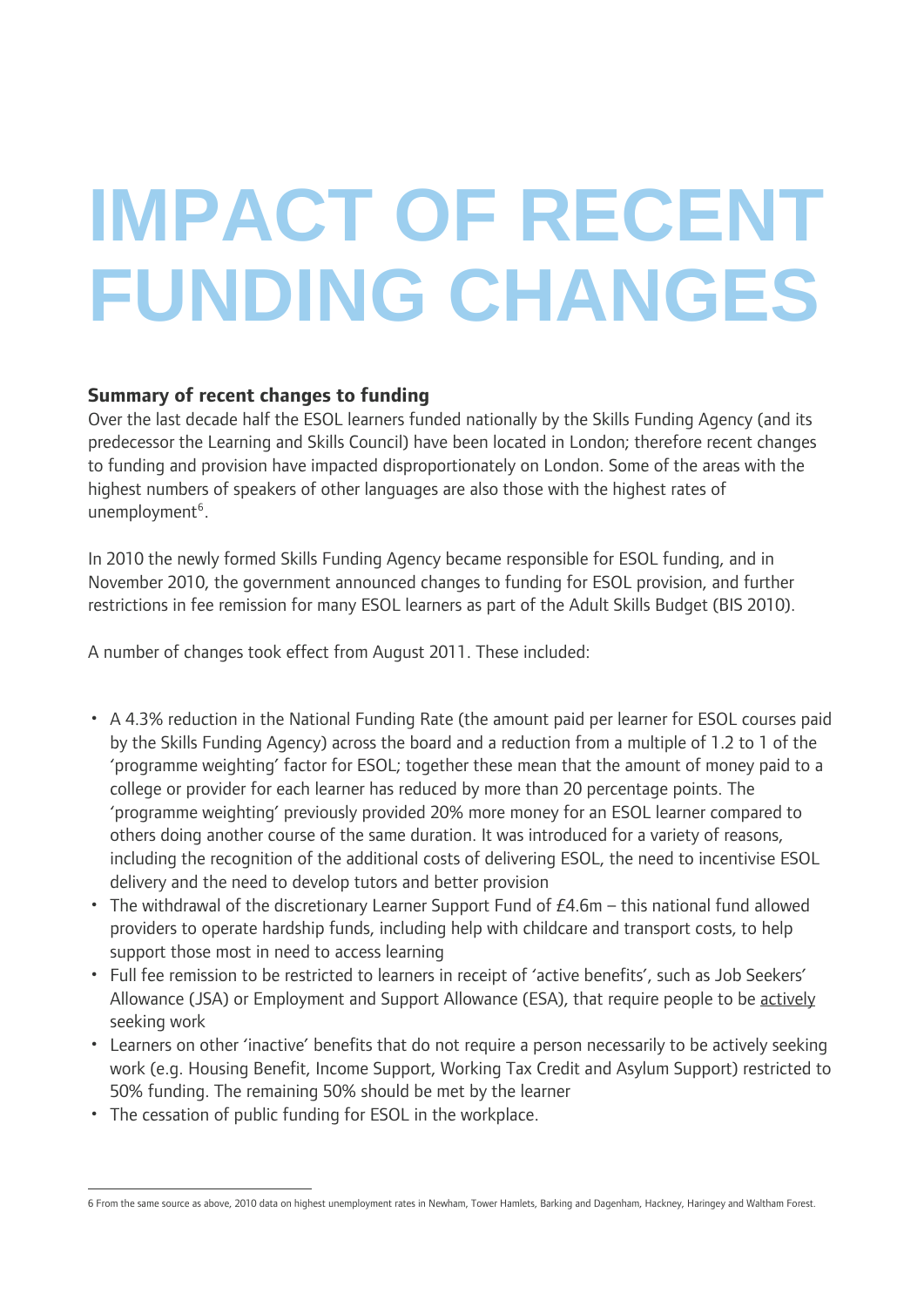# IMPACT OF RECENT FUNDING CHANGES

### Summary of recent changes to funding

Over the last decade half the ESOL learners funded nationally by the Skills Funding Agency (and its predecessor the Learning and Skills Council) have been located in London; therefore recent changes to funding and provision have impacted disproportionately on London. Some of the areas with the highest numbers of speakers of other languages are also those with the highest rates of unemployment[6].

In 2010 the newly formed Skills Funding Agency became responsible for ESOL funding, and in November 2010, the government announced changes to funding for ESOL provision, and further restrictions in fee remission for many ESOL learners as part of the Adult Skills Budget (BIS 2010).

A number of changes took effect from August 2011. These included:

- A 4.3% reduction in the National Funding Rate (the amount paid per learner for ESOL courses paid by the Skills Funding Agency) across the board and a reduction from a multiple of 1.2 to 1 of the 'programme weighting' factor for ESOL; together these mean that the amount of money paid to a college or provider for each learner has reduced by more than 20 percentage points. The 'programme weighting' previously provided 20% more money for an ESOL learner compared to others doing another course of the same duration. It was introduced for a variety of reasons, including the recognition of the additional costs of delivering ESOL, the need to incentivise ESOL delivery and the need to develop tutors and better provision
- The withdrawal of the discretionary Learner Support Fund of £4.6m – this national fund allowed providers to operate hardship funds, including help with childcare and transport costs, to help support those most in need to access learning
- Full fee remission to be restricted to learners in receipt of 'active benefits', such as Job Seekers' Allowance (JSA) or Employment and Support Allowance (ESA), that require people to be actively seeking work
- Learners on other 'inactive' benefits that do not require a person necessarily to be actively seeking work (e.g. Housing Benefit, Income Support, Working Tax Credit and Asylum Support) restricted to 50% funding. The remaining 50% should be met by the learner
- The cessation of public funding for ESOL in the workplace.

---

6 From the same source as above, 2010 data on highest unemployment rates in Newham, Tower Hamlets, Barking and Dagenham, Hackney, Haringey and Waltham Forest.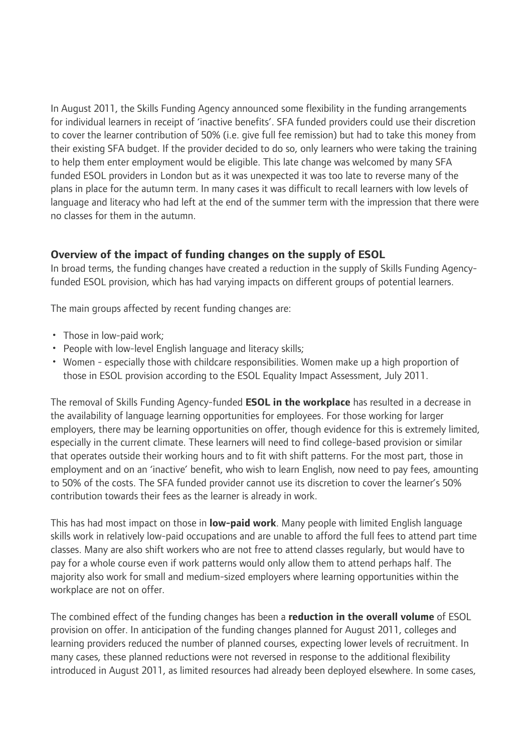In August 2011, the Skills Funding Agency announced some flexibility in the funding arrangements for individual learners in receipt of 'inactive benefits'. SFA funded providers could use their discretion to cover the learner contribution of 50% (i.e. give full fee remission) but had to take this money from their existing SFA budget. If the provider decided to do so, only learners who were taking the training to help them enter employment would be eligible. This late change was welcomed by many SFA funded ESOL providers in London but as it was unexpected it was too late to reverse many of the plans in place for the autumn term. In many cases it was difficult to recall learners with low levels of language and literacy who had left at the end of the summer term with the impression that there were no classes for them in the autumn.

### Overview of the impact of funding changes on the supply of ESOL

In broad terms, the funding changes have created a reduction in the supply of Skills Funding Agency-funded ESOL provision, which has had varying impacts on different groups of potential learners.

The main groups affected by recent funding changes are:

- Those in low-paid work;
- People with low-level English language and literacy skills;
- Women - especially those with childcare responsibilities. Women make up a high proportion of those in ESOL provision according to the ESOL Equality Impact Assessment, July 2011.

The removal of Skills Funding Agency-funded **ESOL in the workplace** has resulted in a decrease in the availability of language learning opportunities for employees. For those working for larger employers, there may be learning opportunities on offer, though evidence for this is extremely limited, especially in the current climate. These learners will need to find college-based provision or similar that operates outside their working hours and to fit with shift patterns. For the most part, those in employment and on an 'inactive' benefit, who wish to learn English, now need to pay fees, amounting to 50% of the costs. The SFA funded provider cannot use its discretion to cover the learner's 50% contribution towards their fees as the learner is already in work.

This has had most impact on those in **low-paid work**. Many people with limited English language skills work in relatively low-paid occupations and are unable to afford the full fees to attend part time classes. Many are also shift workers who are not free to attend classes regularly, but would have to pay for a whole course even if work patterns would only allow them to attend perhaps half. The majority also work for small and medium-sized employers where learning opportunities within the workplace are not on offer.

The combined effect of the funding changes has been a **reduction in the overall volume** of ESOL provision on offer. In anticipation of the funding changes planned for August 2011, colleges and learning providers reduced the number of planned courses, expecting lower levels of recruitment. In many cases, these planned reductions were not reversed in response to the additional flexibility introduced in August 2011, as limited resources had already been deployed elsewhere. In some cases,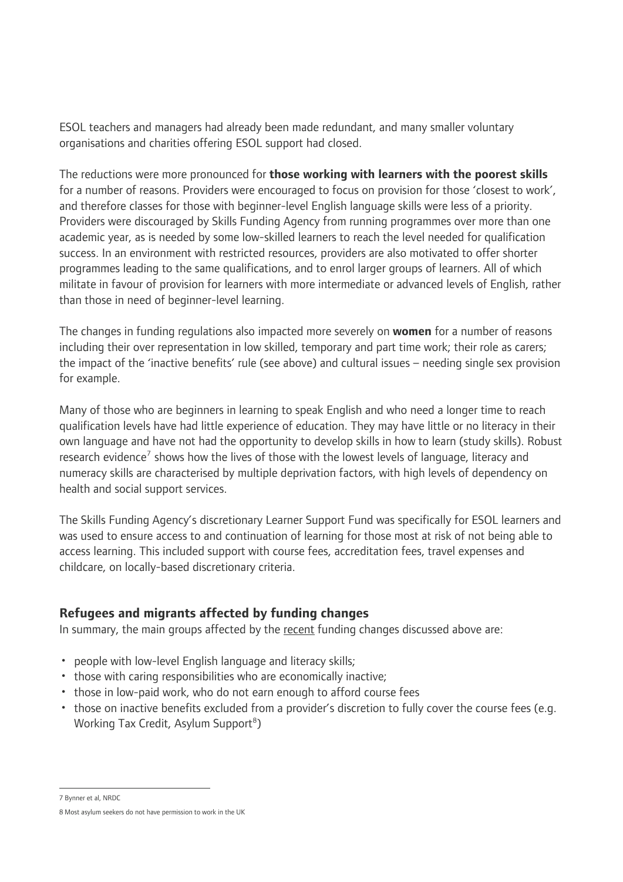ESOL teachers and managers had already been made redundant, and many smaller voluntary organisations and charities offering ESOL support had closed.

The reductions were more pronounced for **those working with learners with the poorest skills** for a number of reasons. Providers were encouraged to focus on provision for those 'closest to work', and therefore classes for those with beginner-level English language skills were less of a priority. Providers were discouraged by Skills Funding Agency from running programmes over more than one academic year, as is needed by some low-skilled learners to reach the level needed for qualification success. In an environment with restricted resources, providers are also motivated to offer shorter programmes leading to the same qualifications, and to enrol larger groups of learners. All of which militate in favour of provision for learners with more intermediate or advanced levels of English, rather than those in need of beginner-level learning.

The changes in funding regulations also impacted more severely on **women** for a number of reasons including their over representation in low skilled, temporary and part time work; their role as carers; the impact of the 'inactive benefits' rule (see above) and cultural issues – needing single sex provision for example.

Many of those who are beginners in learning to speak English and who need a longer time to reach qualification levels have had little experience of education. They may have little or no literacy in their own language and have not had the opportunity to develop skills in how to learn (study skills). Robust research evidence[7] shows how the lives of those with the lowest levels of language, literacy and numeracy skills are characterised by multiple deprivation factors, with high levels of dependency on health and social support services.

The Skills Funding Agency's discretionary Learner Support Fund was specifically for ESOL learners and was used to ensure access to and continuation of learning for those most at risk of not being able to access learning. This included support with course fees, accreditation fees, travel expenses and childcare, on locally-based discretionary criteria.

### Refugees and migrants affected by funding changes

In summary, the main groups affected by the recent funding changes discussed above are:

- people with low-level English language and literacy skills;
- those with caring responsibilities who are economically inactive;
- those in low-paid work, who do not earn enough to afford course fees
- those on inactive benefits excluded from a provider's discretion to fully cover the course fees (e.g. Working Tax Credit, Asylum Support[8])

---

7 Bynner et al, NRDC

8 Most asylum seekers do not have permission to work in the UK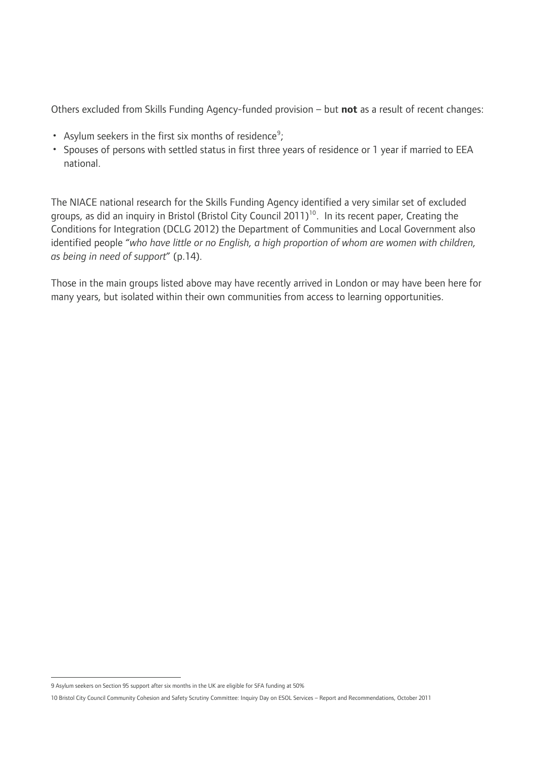Others excluded from Skills Funding Agency-funded provision – but **not** as a result of recent changes:

- Asylum seekers in the first six months of residence[9];
- Spouses of persons with settled status in first three years of residence or 1 year if married to EEA national.

The NIACE national research for the Skills Funding Agency identified a very similar set of excluded groups, as did an inquiry in Bristol (Bristol City Council 2011)[10]. In its recent paper, Creating the Conditions for Integration (DCLG 2012) the Department of Communities and Local Government also identified people *"who have little or no English, a high proportion of whom are women with children, as being in need of support"* (p.14).

Those in the main groups listed above may have recently arrived in London or may have been here for many years, but isolated within their own communities from access to learning opportunities.

---

9 Asylum seekers on Section 95 support after six months in the UK are eligible for SFA funding at 50%

10 Bristol City Council Community Cohesion and Safety Scrutiny Committee: Inquiry Day on ESOL Services – Report and Recommendations, October 2011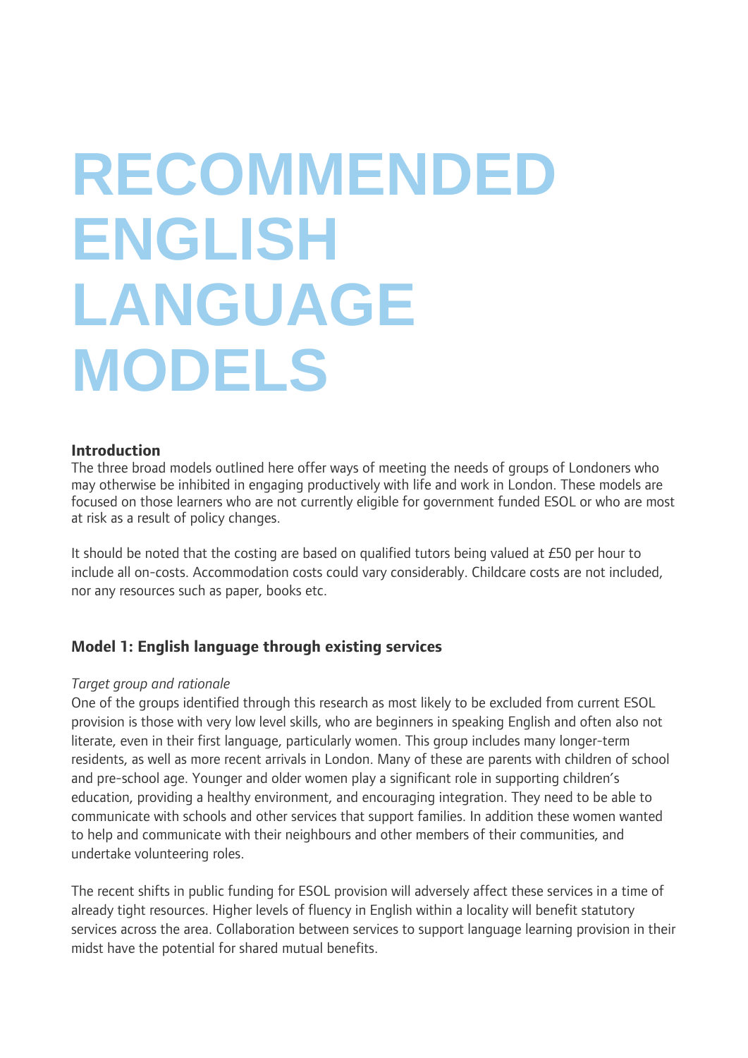# RECOMMENDED ENGLISH LANGUAGE MODELS

### Introduction

The three broad models outlined here offer ways of meeting the needs of groups of Londoners who may otherwise be inhibited in engaging productively with life and work in London. These models are focused on those learners who are not currently eligible for government funded ESOL or who are most at risk as a result of policy changes.

It should be noted that the costing are based on qualified tutors being valued at £50 per hour to include all on-costs. Accommodation costs could vary considerably. Childcare costs are not included, nor any resources such as paper, books etc.

### Model 1: English language through existing services

*Target group and rationale*

One of the groups identified through this research as most likely to be excluded from current ESOL provision is those with very low level skills, who are beginners in speaking English and often also not literate, even in their first language, particularly women. This group includes many longer-term residents, as well as more recent arrivals in London. Many of these are parents with children of school and pre-school age. Younger and older women play a significant role in supporting children's education, providing a healthy environment, and encouraging integration. They need to be able to communicate with schools and other services that support families. In addition these women wanted to help and communicate with their neighbours and other members of their communities, and undertake volunteering roles.

The recent shifts in public funding for ESOL provision will adversely affect these services in a time of already tight resources. Higher levels of fluency in English within a locality will benefit statutory services across the area. Collaboration between services to support language learning provision in their midst have the potential for shared mutual benefits.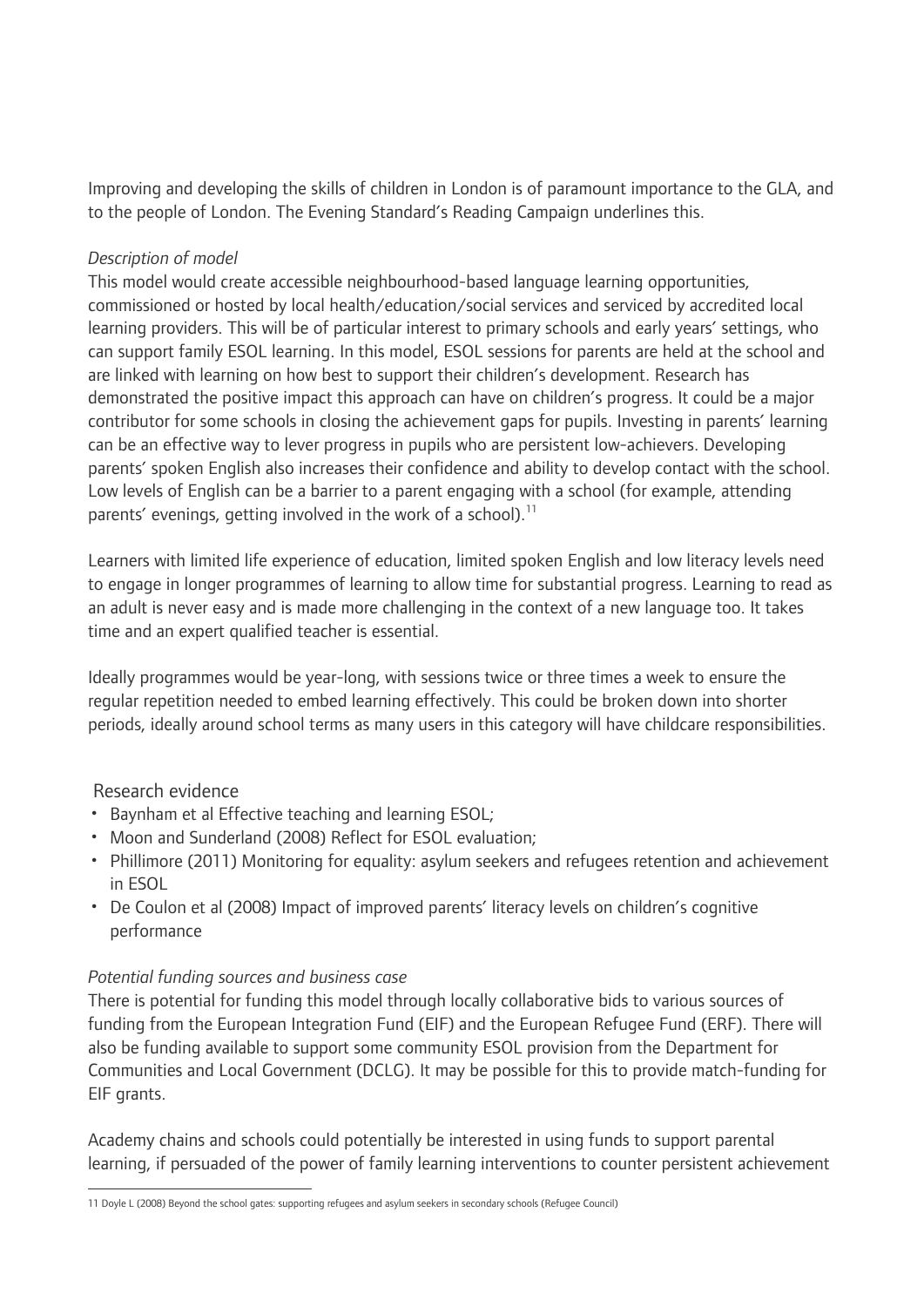Improving and developing the skills of children in London is of paramount importance to the GLA, and to the people of London. The Evening Standard's Reading Campaign underlines this.

*Description of model*

This model would create accessible neighbourhood-based language learning opportunities, commissioned or hosted by local health/education/social services and serviced by accredited local learning providers. This will be of particular interest to primary schools and early years' settings, who can support family ESOL learning. In this model, ESOL sessions for parents are held at the school and are linked with learning on how best to support their children's development. Research has demonstrated the positive impact this approach can have on children's progress. It could be a major contributor for some schools in closing the achievement gaps for pupils. Investing in parents' learning can be an effective way to lever progress in pupils who are persistent low-achievers. Developing parents' spoken English also increases their confidence and ability to develop contact with the school. Low levels of English can be a barrier to a parent engaging with a school (for example, attending parents' evenings, getting involved in the work of a school).[11]

Learners with limited life experience of education, limited spoken English and low literacy levels need to engage in longer programmes of learning to allow time for substantial progress. Learning to read as an adult is never easy and is made more challenging in the context of a new language too. It takes time and an expert qualified teacher is essential.

Ideally programmes would be year-long, with sessions twice or three times a week to ensure the regular repetition needed to embed learning effectively. This could be broken down into shorter periods, ideally around school terms as many users in this category will have childcare responsibilities.

Research evidence

- Baynham et al Effective teaching and learning ESOL;
- Moon and Sunderland (2008) Reflect for ESOL evaluation;
- Phillimore (2011) Monitoring for equality: asylum seekers and refugees retention and achievement in ESOL
- De Coulon et al (2008) Impact of improved parents' literacy levels on children's cognitive performance

*Potential funding sources and business case*

There is potential for funding this model through locally collaborative bids to various sources of funding from the European Integration Fund (EIF) and the European Refugee Fund (ERF). There will also be funding available to support some community ESOL provision from the Department for Communities and Local Government (DCLG). It may be possible for this to provide match-funding for EIF grants.

Academy chains and schools could potentially be interested in using funds to support parental learning, if persuaded of the power of family learning interventions to counter persistent achievement

11 Doyle L (2008) Beyond the school gates: supporting refugees and asylum seekers in secondary schools (Refugee Council)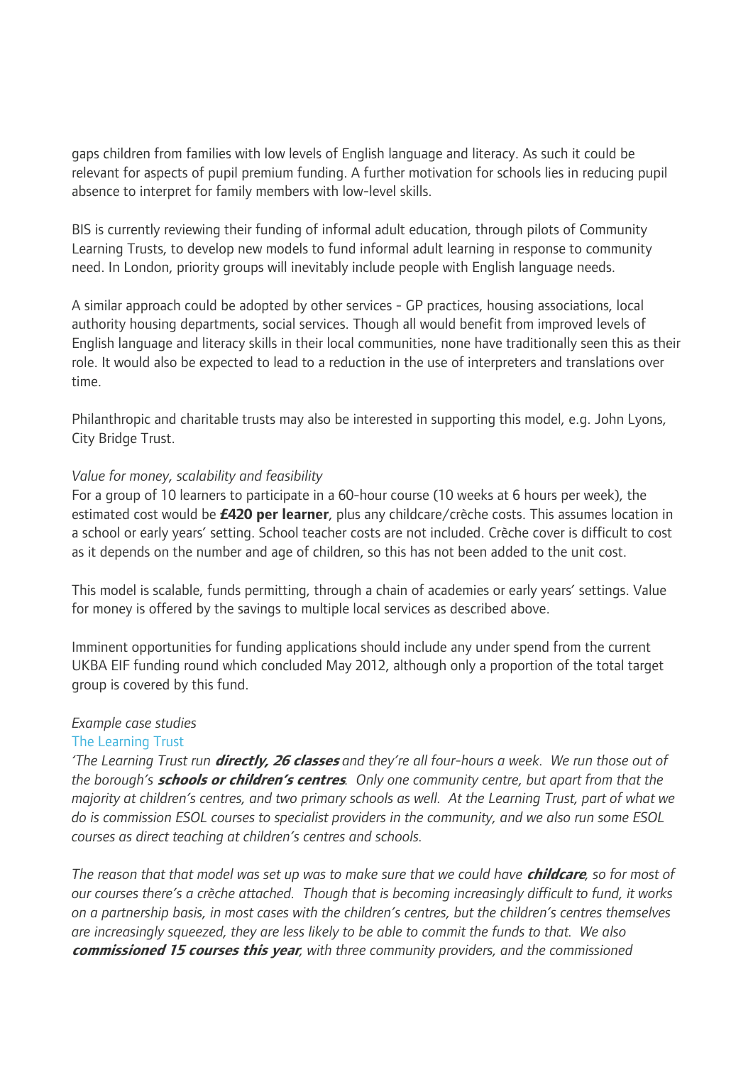gaps children from families with low levels of English language and literacy. As such it could be relevant for aspects of pupil premium funding. A further motivation for schools lies in reducing pupil absence to interpret for family members with low-level skills.

BIS is currently reviewing their funding of informal adult education, through pilots of Community Learning Trusts, to develop new models to fund informal adult learning in response to community need. In London, priority groups will inevitably include people with English language needs.

A similar approach could be adopted by other services - GP practices, housing associations, local authority housing departments, social services. Though all would benefit from improved levels of English language and literacy skills in their local communities, none have traditionally seen this as their role. It would also be expected to lead to a reduction in the use of interpreters and translations over time.

Philanthropic and charitable trusts may also be interested in supporting this model, e.g. John Lyons, City Bridge Trust.

*Value for money, scalability and feasibility*

For a group of 10 learners to participate in a 60-hour course (10 weeks at 6 hours per week), the estimated cost would be **£420 per learner**, plus any childcare/crèche costs. This assumes location in a school or early years' setting. School teacher costs are not included. Crèche cover is difficult to cost as it depends on the number and age of children, so this has not been added to the unit cost.

This model is scalable, funds permitting, through a chain of academies or early years' settings. Value for money is offered by the savings to multiple local services as described above.

Imminent opportunities for funding applications should include any under spend from the current UKBA EIF funding round which concluded May 2012, although only a proportion of the total target group is covered by this fund.

*Example case studies*

The Learning Trust

*'The Learning Trust run **directly, 26 classes** and they're all four-hours a week. We run those out of the borough's **schools or children's centres**. Only one community centre, but apart from that the majority at children's centres, and two primary schools as well. At the Learning Trust, part of what we do is commission ESOL courses to specialist providers in the community, and we also run some ESOL courses as direct teaching at children's centres and schools.*

*The reason that that model was set up was to make sure that we could have **childcare**, so for most of our courses there's a crèche attached. Though that is becoming increasingly difficult to fund, it works on a partnership basis, in most cases with the children's centres, but the children's centres themselves are increasingly squeezed, they are less likely to be able to commit the funds to that. We also **commissioned 15 courses this year**, with three community providers, and the commissioned*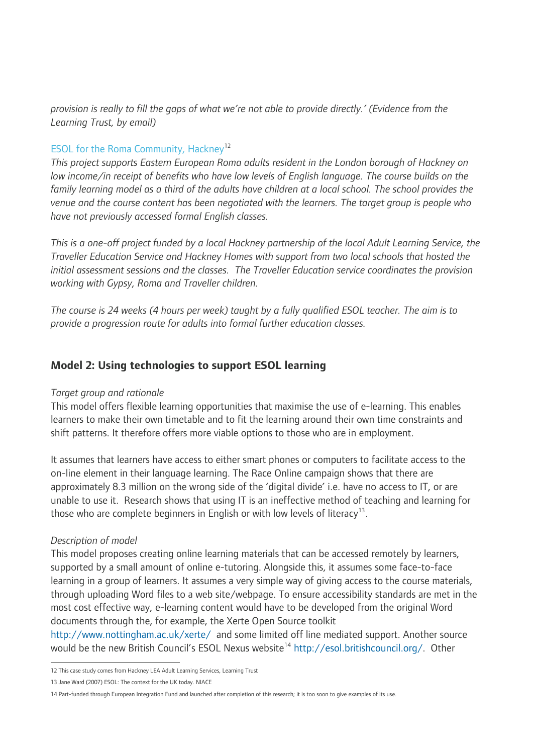*provision is really to fill the gaps of what we're not able to provide directly.' (Evidence from the Learning Trust, by email)*

ESOL for the Roma Community, Hackney[12]

*This project supports Eastern European Roma adults resident in the London borough of Hackney on low income/in receipt of benefits who have low levels of English language. The course builds on the family learning model as a third of the adults have children at a local school. The school provides the venue and the course content has been negotiated with the learners. The target group is people who have not previously accessed formal English classes.*

*This is a one-off project funded by a local Hackney partnership of the local Adult Learning Service, the Traveller Education Service and Hackney Homes with support from two local schools that hosted the initial assessment sessions and the classes. The Traveller Education service coordinates the provision working with Gypsy, Roma and Traveller children.*

*The course is 24 weeks (4 hours per week) taught by a fully qualified ESOL teacher. The aim is to provide a progression route for adults into formal further education classes.*

## Model 2: Using technologies to support ESOL learning

*Target group and rationale*

This model offers flexible learning opportunities that maximise the use of e-learning. This enables learners to make their own timetable and to fit the learning around their own time constraints and shift patterns. It therefore offers more viable options to those who are in employment.

It assumes that learners have access to either smart phones or computers to facilitate access to the on-line element in their language learning. The Race Online campaign shows that there are approximately 8.3 million on the wrong side of the 'digital divide' i.e. have no access to IT, or are unable to use it. Research shows that using IT is an ineffective method of teaching and learning for those who are complete beginners in English or with low levels of literacy[13].

*Description of model*

This model proposes creating online learning materials that can be accessed remotely by learners, supported by a small amount of online e-tutoring. Alongside this, it assumes some face-to-face learning in a group of learners. It assumes a very simple way of giving access to the course materials, through uploading Word files to a web site/webpage. To ensure accessibility standards are met in the most cost effective way, e-learning content would have to be developed from the original Word documents through the, for example, the Xerte Open Source toolkit http://www.nottingham.ac.uk/xerte/ and some limited off line mediated support. Another source would be the new British Council's ESOL Nexus website[14] http://esol.britishcouncil.org/. Other

---

12 This case study comes from Hackney LEA Adult Learning Services, Learning Trust

13 Jane Ward (2007) ESOL: The context for the UK today. NIACE

14 Part-funded through European Integration Fund and launched after completion of this research; it is too soon to give examples of its use.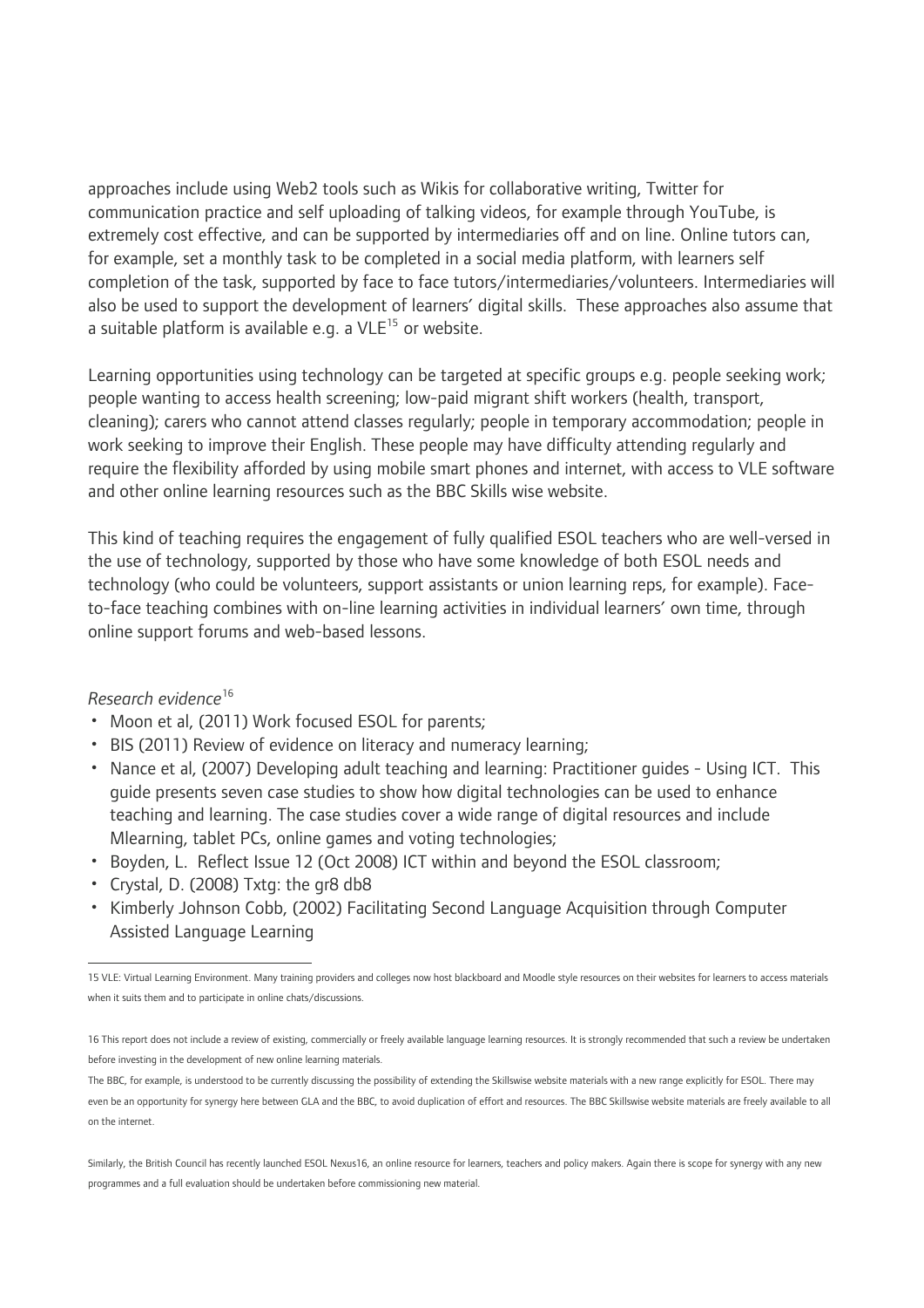approaches include using Web2 tools such as Wikis for collaborative writing, Twitter for communication practice and self uploading of talking videos, for example through YouTube, is extremely cost effective, and can be supported by intermediaries off and on line. Online tutors can, for example, set a monthly task to be completed in a social media platform, with learners self completion of the task, supported by face to face tutors/intermediaries/volunteers. Intermediaries will also be used to support the development of learners' digital skills. These approaches also assume that a suitable platform is available e.g. a VLE[15] or website.

Learning opportunities using technology can be targeted at specific groups e.g. people seeking work; people wanting to access health screening; low-paid migrant shift workers (health, transport, cleaning); carers who cannot attend classes regularly; people in temporary accommodation; people in work seeking to improve their English. These people may have difficulty attending regularly and require the flexibility afforded by using mobile smart phones and internet, with access to VLE software and other online learning resources such as the BBC Skills wise website.

This kind of teaching requires the engagement of fully qualified ESOL teachers who are well-versed in the use of technology, supported by those who have some knowledge of both ESOL needs and technology (who could be volunteers, support assistants or union learning reps, for example). Face-to-face teaching combines with on-line learning activities in individual learners' own time, through online support forums and web-based lessons.

*Research evidence*[16]

- Moon et al, (2011) Work focused ESOL for parents;
- BIS (2011) Review of evidence on literacy and numeracy learning;
- Nance et al, (2007) Developing adult teaching and learning: Practitioner guides - Using ICT. This guide presents seven case studies to show how digital technologies can be used to enhance teaching and learning. The case studies cover a wide range of digital resources and include Mlearning, tablet PCs, online games and voting technologies;
- Boyden, L. Reflect Issue 12 (Oct 2008) ICT within and beyond the ESOL classroom;
- Crystal, D. (2008) Txtg: the gr8 db8
- Kimberly Johnson Cobb, (2002) Facilitating Second Language Acquisition through Computer Assisted Language Learning

---

15 VLE: Virtual Learning Environment. Many training providers and colleges now host blackboard and Moodle style resources on their websites for learners to access materials when it suits them and to participate in online chats/discussions.

16 This report does not include a review of existing, commercially or freely available language learning resources. It is strongly recommended that such a review be undertaken before investing in the development of new online learning materials.

The BBC, for example, is understood to be currently discussing the possibility of extending the Skillswise website materials with a new range explicitly for ESOL. There may even be an opportunity for synergy here between GLA and the BBC, to avoid duplication of effort and resources. The BBC Skillswise website materials are freely available to all on the internet.

Similarly, the British Council has recently launched ESOL Nexus16, an online resource for learners, teachers and policy makers. Again there is scope for synergy with any new programmes and a full evaluation should be undertaken before commissioning new material.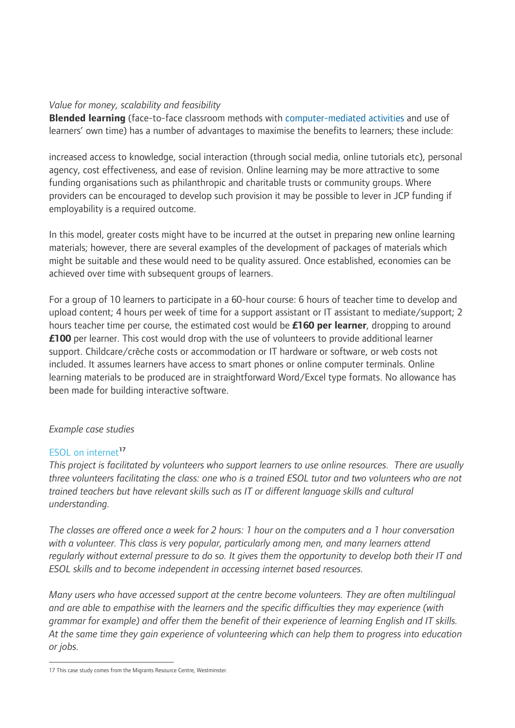*Value for money, scalability and feasibility*

**Blended learning** (face-to-face classroom methods with computer-mediated activities and use of learners' own time) has a number of advantages to maximise the benefits to learners; these include:

increased access to knowledge, social interaction (through social media, online tutorials etc), personal agency, cost effectiveness, and ease of revision. Online learning may be more attractive to some funding organisations such as philanthropic and charitable trusts or community groups. Where providers can be encouraged to develop such provision it may be possible to lever in JCP funding if employability is a required outcome.

In this model, greater costs might have to be incurred at the outset in preparing new online learning materials; however, there are several examples of the development of packages of materials which might be suitable and these would need to be quality assured. Once established, economies can be achieved over time with subsequent groups of learners.

For a group of 10 learners to participate in a 60-hour course: 6 hours of teacher time to develop and upload content; 4 hours per week of time for a support assistant or IT assistant to mediate/support; 2 hours teacher time per course, the estimated cost would be **£160 per learner**, dropping to around **£100** per learner. This cost would drop with the use of volunteers to provide additional learner support. Childcare/crèche costs or accommodation or IT hardware or software, or web costs not included. It assumes learners have access to smart phones or online computer terminals. Online learning materials to be produced are in straightforward Word/Excel type formats. No allowance has been made for building interactive software.

*Example case studies*

ESOL on internet[17]

*This project is facilitated by volunteers who support learners to use online resources. There are usually three volunteers facilitating the class: one who is a trained ESOL tutor and two volunteers who are not trained teachers but have relevant skills such as IT or different language skills and cultural understanding.*

*The classes are offered once a week for 2 hours: 1 hour on the computers and a 1 hour conversation with a volunteer. This class is very popular, particularly among men, and many learners attend regularly without external pressure to do so. It gives them the opportunity to develop both their IT and ESOL skills and to become independent in accessing internet based resources.*

*Many users who have accessed support at the centre become volunteers. They are often multilingual and are able to empathise with the learners and the specific difficulties they may experience (with grammar for example) and offer them the benefit of their experience of learning English and IT skills. At the same time they gain experience of volunteering which can help them to progress into education or jobs.*

17 This case study comes from the Migrants Resource Centre, Westminster.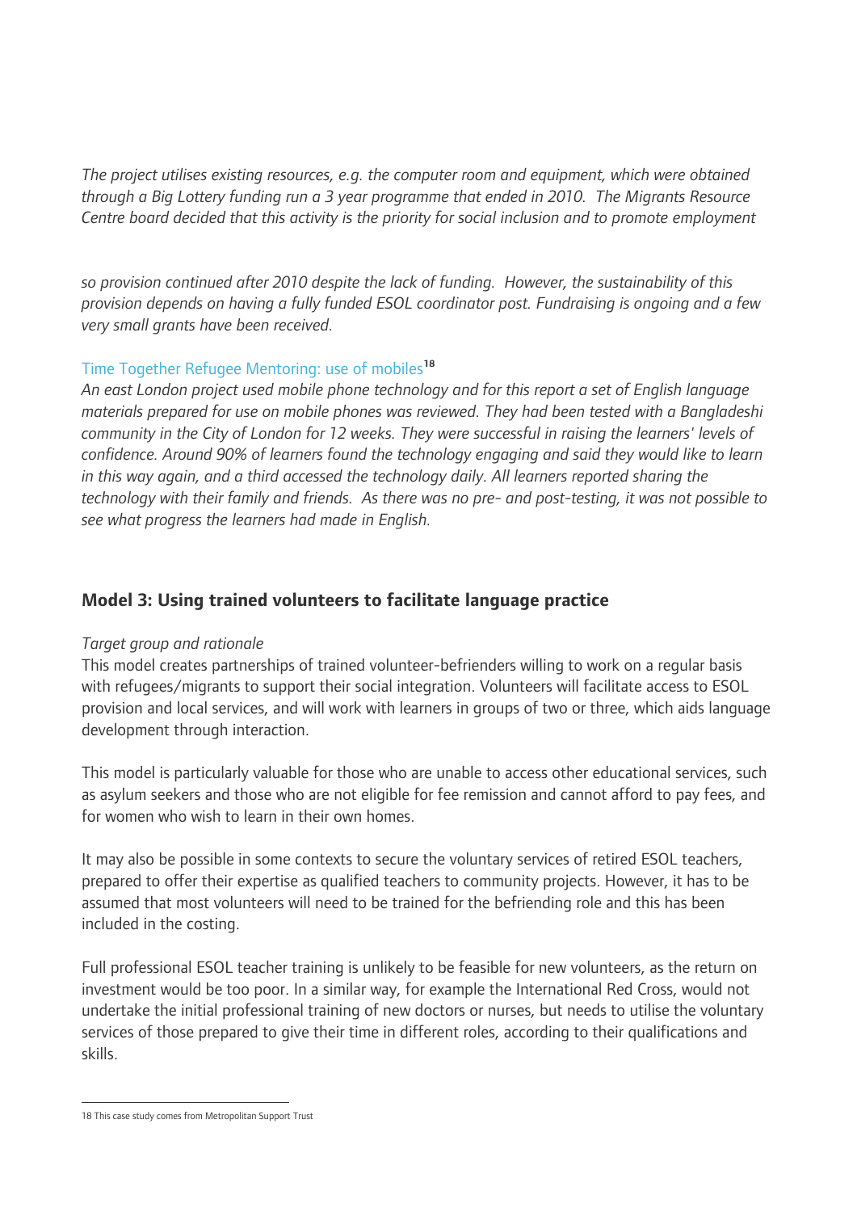*The project utilises existing resources, e.g. the computer room and equipment, which were obtained through a Big Lottery funding run a 3 year programme that ended in 2010. The Migrants Resource Centre board decided that this activity is the priority for social inclusion and to promote employment*

*so provision continued after 2010 despite the lack of funding. However, the sustainability of this provision depends on having a fully funded ESOL coordinator post. Fundraising is ongoing and a few very small grants have been received.*

Time Together Refugee Mentoring: use of mobiles[18]

*An east London project used mobile phone technology and for this report a set of English language materials prepared for use on mobile phones was reviewed. They had been tested with a Bangladeshi community in the City of London for 12 weeks. They were successful in raising the learners' levels of confidence. Around 90% of learners found the technology engaging and said they would like to learn in this way again, and a third accessed the technology daily. All learners reported sharing the technology with their family and friends. As there was no pre- and post-testing, it was not possible to see what progress the learners had made in English.*

## Model 3: Using trained volunteers to facilitate language practice

*Target group and rationale*

This model creates partnerships of trained volunteer-befrienders willing to work on a regular basis with refugees/migrants to support their social integration. Volunteers will facilitate access to ESOL provision and local services, and will work with learners in groups of two or three, which aids language development through interaction.

This model is particularly valuable for those who are unable to access other educational services, such as asylum seekers and those who are not eligible for fee remission and cannot afford to pay fees, and for women who wish to learn in their own homes.

It may also be possible in some contexts to secure the voluntary services of retired ESOL teachers, prepared to offer their expertise as qualified teachers to community projects. However, it has to be assumed that most volunteers will need to be trained for the befriending role and this has been included in the costing.

Full professional ESOL teacher training is unlikely to be feasible for new volunteers, as the return on investment would be too poor. In a similar way, for example the International Red Cross, would not undertake the initial professional training of new doctors or nurses, but needs to utilise the voluntary services of those prepared to give their time in different roles, according to their qualifications and skills.

---

18 This case study comes from Metropolitan Support Trust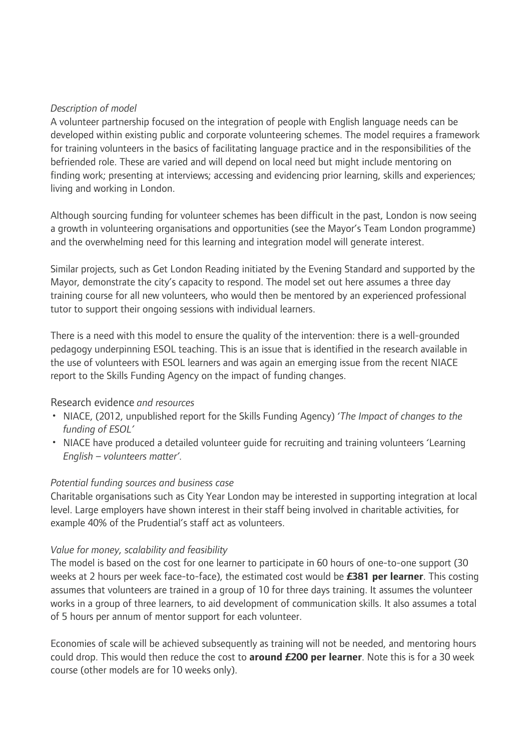*Description of model*

A volunteer partnership focused on the integration of people with English language needs can be developed within existing public and corporate volunteering schemes. The model requires a framework for training volunteers in the basics of facilitating language practice and in the responsibilities of the befriended role. These are varied and will depend on local need but might include mentoring on finding work; presenting at interviews; accessing and evidencing prior learning, skills and experiences; living and working in London.

Although sourcing funding for volunteer schemes has been difficult in the past, London is now seeing a growth in volunteering organisations and opportunities (see the Mayor's Team London programme) and the overwhelming need for this learning and integration model will generate interest.

Similar projects, such as Get London Reading initiated by the Evening Standard and supported by the Mayor, demonstrate the city's capacity to respond. The model set out here assumes a three day training course for all new volunteers, who would then be mentored by an experienced professional tutor to support their ongoing sessions with individual learners.

There is a need with this model to ensure the quality of the intervention: there is a well-grounded pedagogy underpinning ESOL teaching. This is an issue that is identified in the research available in the use of volunteers with ESOL learners and was again an emerging issue from the recent NIACE report to the Skills Funding Agency on the impact of funding changes.

Research evidence *and resources*

- NIACE, (2012, unpublished report for the Skills Funding Agency) '*The Impact of changes to the funding of ESOL'*
- NIACE have produced a detailed volunteer guide for recruiting and training volunteers 'Learning *English – volunteers matter'*.

*Potential funding sources and business case*

Charitable organisations such as City Year London may be interested in supporting integration at local level. Large employers have shown interest in their staff being involved in charitable activities, for example 40% of the Prudential's staff act as volunteers.

*Value for money, scalability and feasibility*

The model is based on the cost for one learner to participate in 60 hours of one-to-one support (30 weeks at 2 hours per week face-to-face), the estimated cost would be **£381 per learner**. This costing assumes that volunteers are trained in a group of 10 for three days training. It assumes the volunteer works in a group of three learners, to aid development of communication skills. It also assumes a total of 5 hours per annum of mentor support for each volunteer.

Economies of scale will be achieved subsequently as training will not be needed, and mentoring hours could drop. This would then reduce the cost to **around £200 per learner**. Note this is for a 30 week course (other models are for 10 weeks only).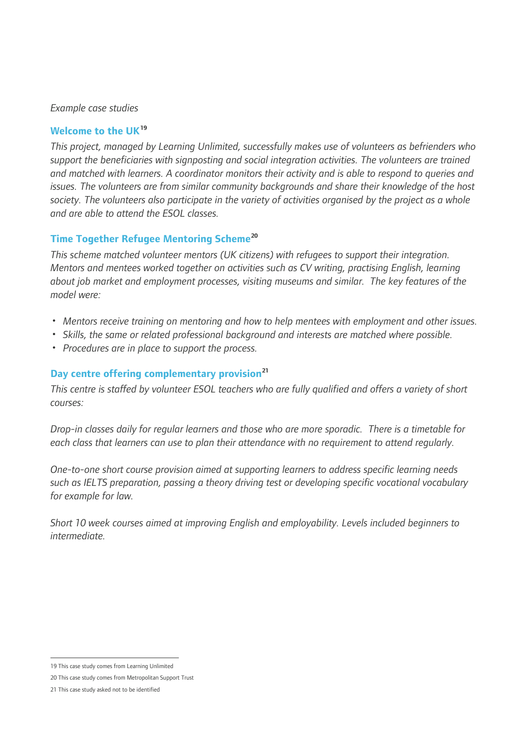*Example case studies*

### Welcome to the UK[19]

*This project, managed by Learning Unlimited, successfully makes use of volunteers as befrienders who support the beneficiaries with signposting and social integration activities. The volunteers are trained and matched with learners. A coordinator monitors their activity and is able to respond to queries and issues. The volunteers are from similar community backgrounds and share their knowledge of the host society. The volunteers also participate in the variety of activities organised by the project as a whole and are able to attend the ESOL classes.*

### Time Together Refugee Mentoring Scheme[20]

*This scheme matched volunteer mentors (UK citizens) with refugees to support their integration. Mentors and mentees worked together on activities such as CV writing, practising English, learning about job market and employment processes, visiting museums and similar. The key features of the model were:*

- *Mentors receive training on mentoring and how to help mentees with employment and other issues.*
- *Skills, the same or related professional background and interests are matched where possible.*
- *Procedures are in place to support the process.*

### Day centre offering complementary provision[21]

*This centre is staffed by volunteer ESOL teachers who are fully qualified and offers a variety of short courses:*

*Drop-in classes daily for regular learners and those who are more sporadic. There is a timetable for each class that learners can use to plan their attendance with no requirement to attend regularly.*

*One-to-one short course provision aimed at supporting learners to address specific learning needs such as IELTS preparation, passing a theory driving test or developing specific vocational vocabulary for example for law.*

*Short 10 week courses aimed at improving English and employability. Levels included beginners to intermediate.*

---

19 This case study comes from Learning Unlimited

20 This case study comes from Metropolitan Support Trust

21 This case study asked not to be identified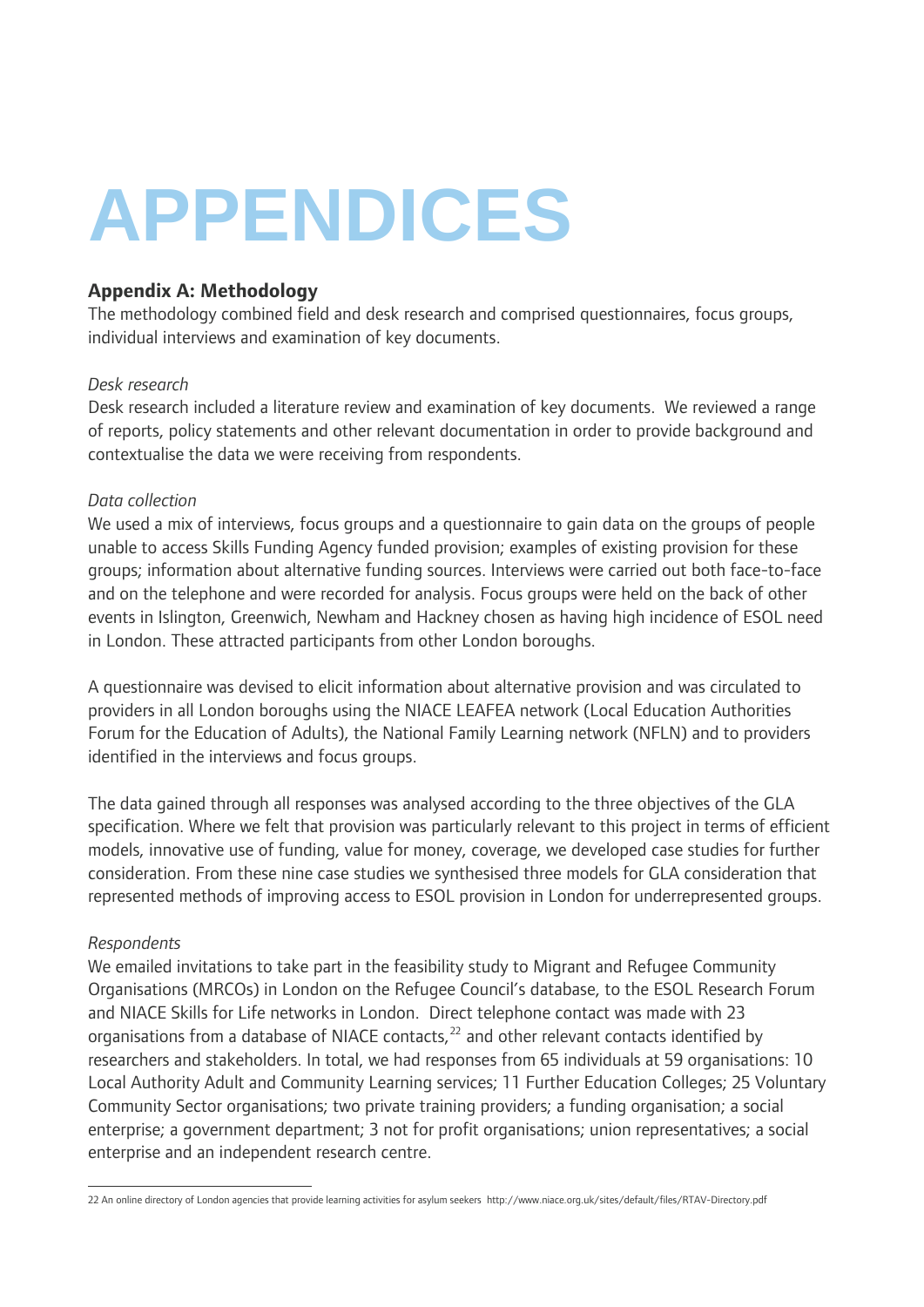# APPENDICES

## Appendix A: Methodology

The methodology combined field and desk research and comprised questionnaires, focus groups, individual interviews and examination of key documents.

*Desk research*

Desk research included a literature review and examination of key documents. We reviewed a range of reports, policy statements and other relevant documentation in order to provide background and contextualise the data we were receiving from respondents.

*Data collection*

We used a mix of interviews, focus groups and a questionnaire to gain data on the groups of people unable to access Skills Funding Agency funded provision; examples of existing provision for these groups; information about alternative funding sources. Interviews were carried out both face-to-face and on the telephone and were recorded for analysis. Focus groups were held on the back of other events in Islington, Greenwich, Newham and Hackney chosen as having high incidence of ESOL need in London. These attracted participants from other London boroughs.

A questionnaire was devised to elicit information about alternative provision and was circulated to providers in all London boroughs using the NIACE LEAFEA network (Local Education Authorities Forum for the Education of Adults), the National Family Learning network (NFLN) and to providers identified in the interviews and focus groups.

The data gained through all responses was analysed according to the three objectives of the GLA specification. Where we felt that provision was particularly relevant to this project in terms of efficient models, innovative use of funding, value for money, coverage, we developed case studies for further consideration. From these nine case studies we synthesised three models for GLA consideration that represented methods of improving access to ESOL provision in London for underrepresented groups.

*Respondents*

We emailed invitations to take part in the feasibility study to Migrant and Refugee Community Organisations (MRCOs) in London on the Refugee Council's database, to the ESOL Research Forum and NIACE Skills for Life networks in London. Direct telephone contact was made with 23 organisations from a database of NIACE contacts,[22] and other relevant contacts identified by researchers and stakeholders. In total, we had responses from 65 individuals at 59 organisations: 10 Local Authority Adult and Community Learning services; 11 Further Education Colleges; 25 Voluntary Community Sector organisations; two private training providers; a funding organisation; a social enterprise; a government department; 3 not for profit organisations; union representatives; a social enterprise and an independent research centre.

---

22 An online directory of London agencies that provide learning activities for asylum seekers http://www.niace.org.uk/sites/default/files/RTAV-Directory.pdf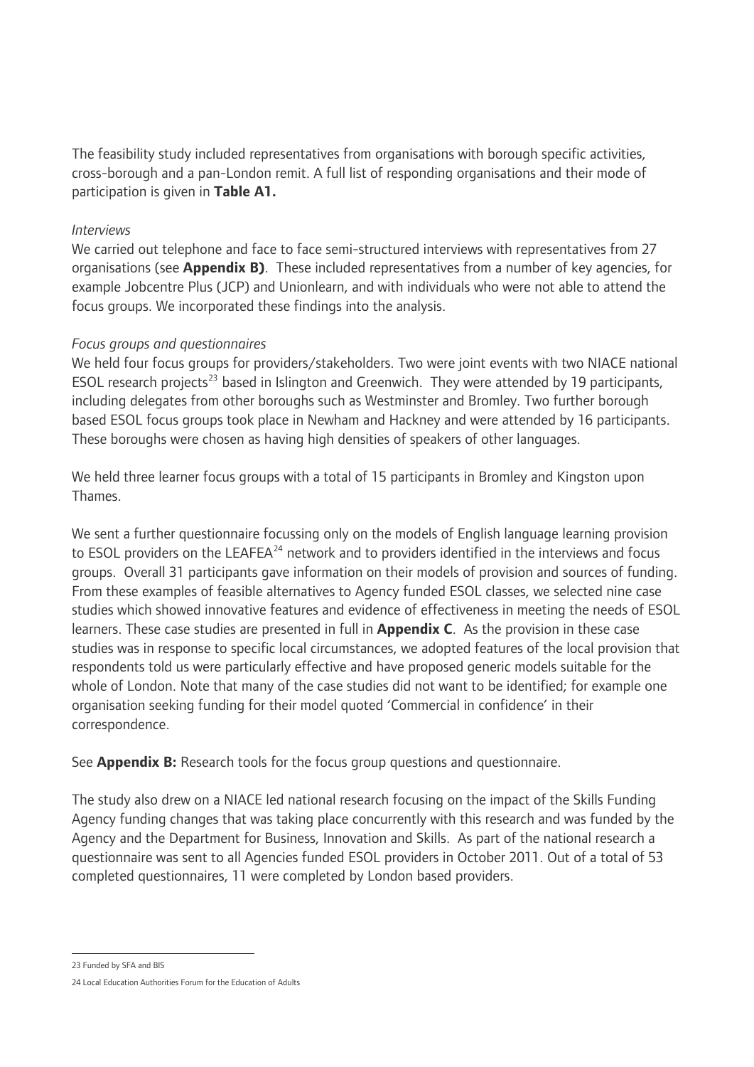The feasibility study included representatives from organisations with borough specific activities, cross-borough and a pan-London remit. A full list of responding organisations and their mode of participation is given in **Table A1.**

*Interviews*

We carried out telephone and face to face semi-structured interviews with representatives from 27 organisations (see **Appendix B)**. These included representatives from a number of key agencies, for example Jobcentre Plus (JCP) and Unionlearn, and with individuals who were not able to attend the focus groups. We incorporated these findings into the analysis.

*Focus groups and questionnaires*

We held four focus groups for providers/stakeholders. Two were joint events with two NIACE national ESOL research projects[23] based in Islington and Greenwich. They were attended by 19 participants, including delegates from other boroughs such as Westminster and Bromley. Two further borough based ESOL focus groups took place in Newham and Hackney and were attended by 16 participants. These boroughs were chosen as having high densities of speakers of other languages.

We held three learner focus groups with a total of 15 participants in Bromley and Kingston upon Thames.

We sent a further questionnaire focussing only on the models of English language learning provision to ESOL providers on the LEAFEA[24] network and to providers identified in the interviews and focus groups. Overall 31 participants gave information on their models of provision and sources of funding. From these examples of feasible alternatives to Agency funded ESOL classes, we selected nine case studies which showed innovative features and evidence of effectiveness in meeting the needs of ESOL learners. These case studies are presented in full in **Appendix C**. As the provision in these case studies was in response to specific local circumstances, we adopted features of the local provision that respondents told us were particularly effective and have proposed generic models suitable for the whole of London. Note that many of the case studies did not want to be identified; for example one organisation seeking funding for their model quoted 'Commercial in confidence' in their correspondence.

See **Appendix B:** Research tools for the focus group questions and questionnaire.

The study also drew on a NIACE led national research focusing on the impact of the Skills Funding Agency funding changes that was taking place concurrently with this research and was funded by the Agency and the Department for Business, Innovation and Skills. As part of the national research a questionnaire was sent to all Agencies funded ESOL providers in October 2011. Out of a total of 53 completed questionnaires, 11 were completed by London based providers.

---

23 Funded by SFA and BIS

24 Local Education Authorities Forum for the Education of Adults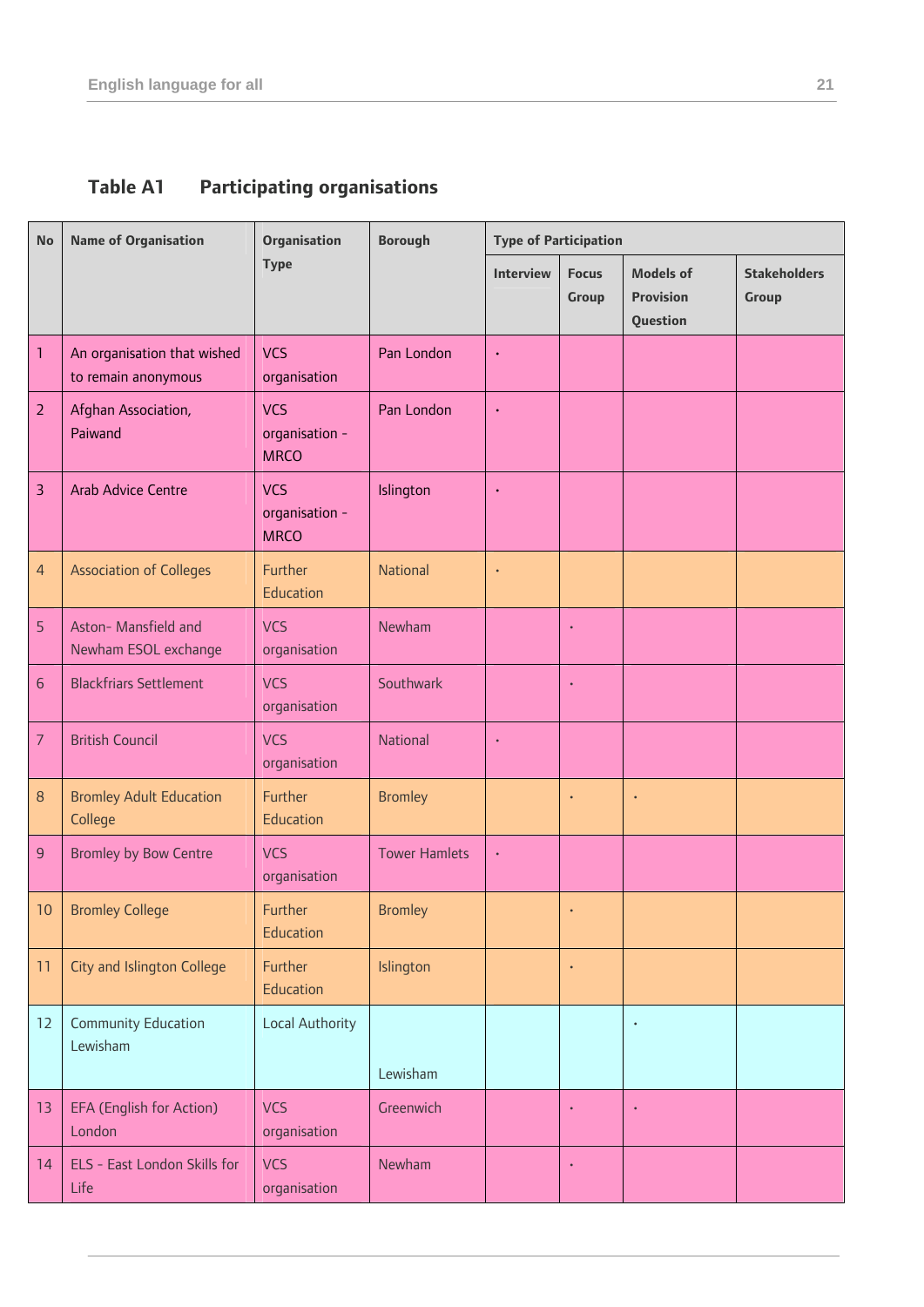### Table A1 Participating organisations

| No | Name of Organisation | Organisation Type | Borough | Type of Participation | | | |
|---|---|---|---|---|---|---|---|
| | | | | Interview | Focus Group | Models of Provision Question | Stakeholders Group |
| 1 | An organisation that wished to remain anonymous | VCS organisation | Pan London | · | | | |
| 2 | Afghan Association, Paiwand | VCS organisation - MRCO | Pan London | · | | | |
| 3 | Arab Advice Centre | VCS organisation - MRCO | Islington | · | | | |
| 4 | Association of Colleges | Further Education | National | · | | | |
| 5 | Aston- Mansfield and Newham ESOL exchange | VCS organisation | Newham | | · | | |
| 6 | Blackfriars Settlement | VCS organisation | Southwark | | · | | |
| 7 | British Council | VCS organisation | National | · | | | |
| 8 | Bromley Adult Education College | Further Education | Bromley | | · | · | |
| 9 | Bromley by Bow Centre | VCS organisation | Tower Hamlets | · | | | |
| 10 | Bromley College | Further Education | Bromley | | · | | |
| 11 | City and Islington College | Further Education | Islington | | · | | |
| 12 | Community Education Lewisham | Local Authority | Lewisham | | | · | |
| 13 | EFA (English for Action) London | VCS organisation | Greenwich | | · | · | |
| 14 | ELS - East London Skills for Life | VCS organisation | Newham | | · | | |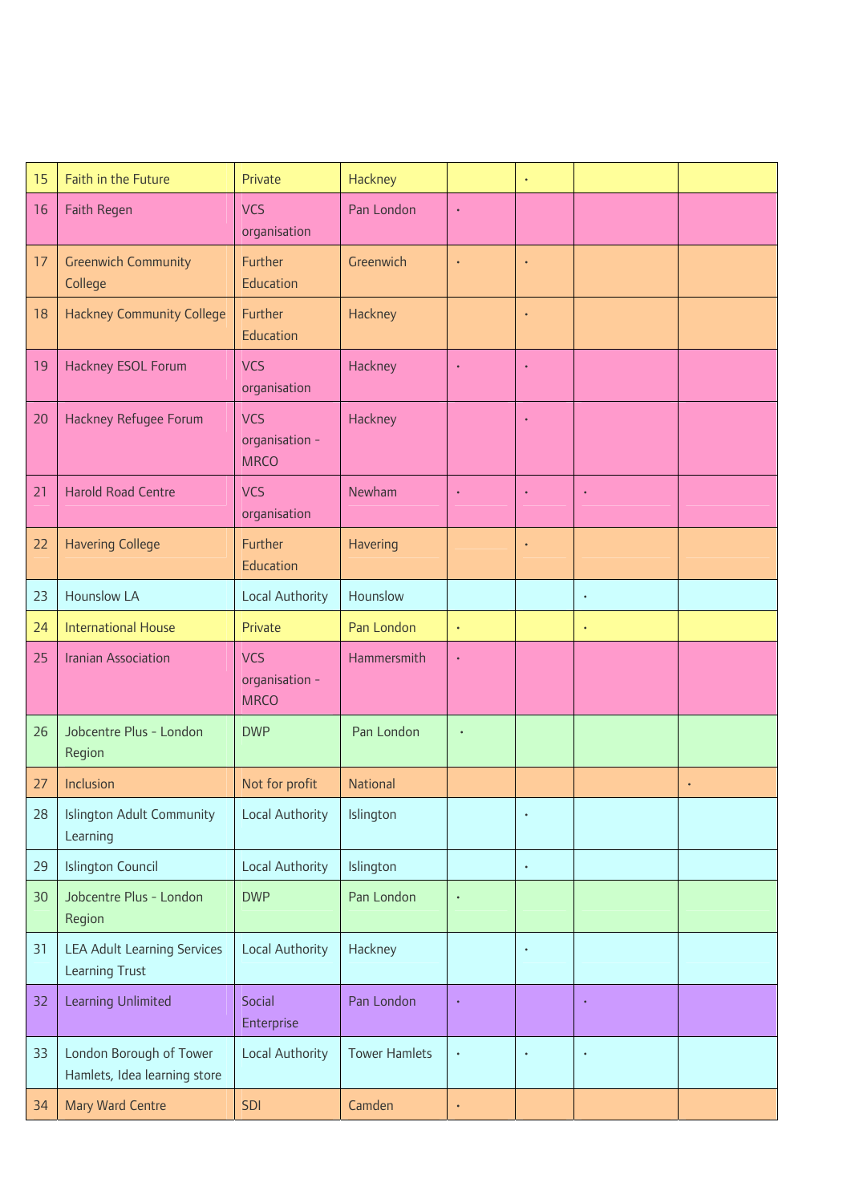| 15 | Faith in the Future | Private | Hackney | | • | | |
|---|---|---|---|---|---|---|---|
| 16 | Faith Regen | VCS organisation | Pan London | • | | | |
| 17 | Greenwich Community College | Further Education | Greenwich | • | • | | |
| 18 | Hackney Community College | Further Education | Hackney | | • | | |
| 19 | Hackney ESOL Forum | VCS organisation | Hackney | • | • | | |
| 20 | Hackney Refugee Forum | VCS organisation - MRCO | Hackney | | • | | |
| 21 | Harold Road Centre | VCS organisation | Newham | • | • | • | |
| 22 | Havering College | Further Education | Havering | | • | | |
| 23 | Hounslow LA | Local Authority | Hounslow | | | • | |
| 24 | International House | Private | Pan London | • | | • | |
| 25 | Iranian Association | VCS organisation - MRCO | Hammersmith | • | | | |
| 26 | Jobcentre Plus - London Region | DWP | Pan London | • | | | |
| 27 | Inclusion | Not for profit | National | | | | • |
| 28 | Islington Adult Community Learning | Local Authority | Islington | | • | | |
| 29 | Islington Council | Local Authority | Islington | | • | | |
| 30 | Jobcentre Plus - London Region | DWP | Pan London | • | | | |
| 31 | LEA Adult Learning Services Learning Trust | Local Authority | Hackney | | • | | |
| 32 | Learning Unlimited | Social Enterprise | Pan London | • | | • | |
| 33 | London Borough of Tower Hamlets, Idea learning store | Local Authority | Tower Hamlets | • | • | • | |
| 34 | Mary Ward Centre | SDI | Camden | • | | | |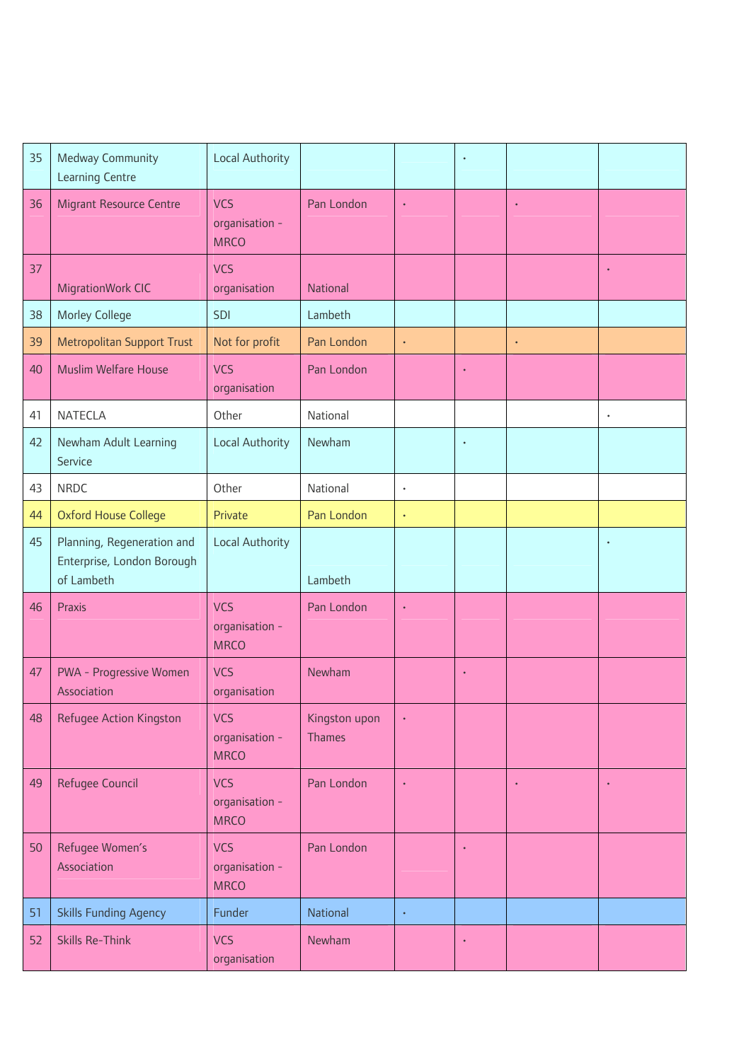| 35 | Medway Community Learning Centre | Local Authority | | | • | | |
|---|---|---|---|---|---|---|---|
| 36 | Migrant Resource Centre | VCS organisation - MRCO | Pan London | • | | • | |
| 37 | MigrationWork CIC | VCS organisation | National | | | | • |
| 38 | Morley College | SDI | Lambeth | | | | |
| 39 | Metropolitan Support Trust | Not for profit | Pan London | • | | • | |
| 40 | Muslim Welfare House | VCS organisation | Pan London | | • | | |
| 41 | NATECLA | Other | National | | | | • |
| 42 | Newham Adult Learning Service | Local Authority | Newham | | • | | |
| 43 | NRDC | Other | National | • | | | |
| 44 | Oxford House College | Private | Pan London | • | | | |
| 45 | Planning, Regeneration and Enterprise, London Borough of Lambeth | Local Authority | Lambeth | | | | • |
| 46 | Praxis | VCS organisation - MRCO | Pan London | • | | | |
| 47 | PWA - Progressive Women Association | VCS organisation | Newham | | • | | |
| 48 | Refugee Action Kingston | VCS organisation - MRCO | Kingston upon Thames | • | | | |
| 49 | Refugee Council | VCS organisation - MRCO | Pan London | • | | • | • |
| 50 | Refugee Women's Association | VCS organisation - MRCO | Pan London | | • | | |
| 51 | Skills Funding Agency | Funder | National | • | | | |
| 52 | Skills Re-Think | VCS organisation | Newham | | • | | |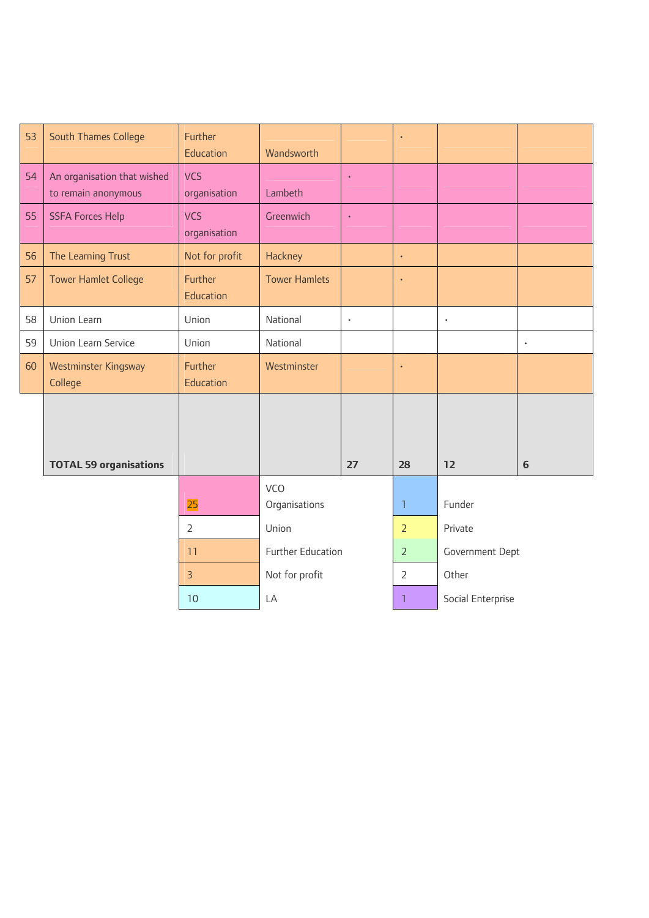| | | | | | | | |
|---|---|---|---|---|---|---|---|
| 53 | South Thames College | Further Education | Wandsworth | | · | | |
| 54 | An organisation that wished to remain anonymous | VCS organisation | Lambeth | · | | | |
| 55 | SSFA Forces Help | VCS organisation | Greenwich | · | | | |
| 56 | The Learning Trust | Not for profit | Hackney | | · | | |
| 57 | Tower Hamlet College | Further Education | Tower Hamlets | | · | | |
| 58 | Union Learn | Union | National | · | | · | |
| 59 | Union Learn Service | Union | National | | | | · |
| 60 | Westminster Kingsway College | Further Education | Westminster | | · | | |
| | **TOTAL 59 organisations** | | | **27** | **28** | **12** | **6** |

| | | | |
|---|---|---|---|
| 25 | VCO Organisations | 1 | Funder |
| 2 | Union | 2 | Private |
| 11 | Further Education | 2 | Government Dept |
| 3 | Not for profit | 2 | Other |
| 10 | LA | 1 | Social Enterprise |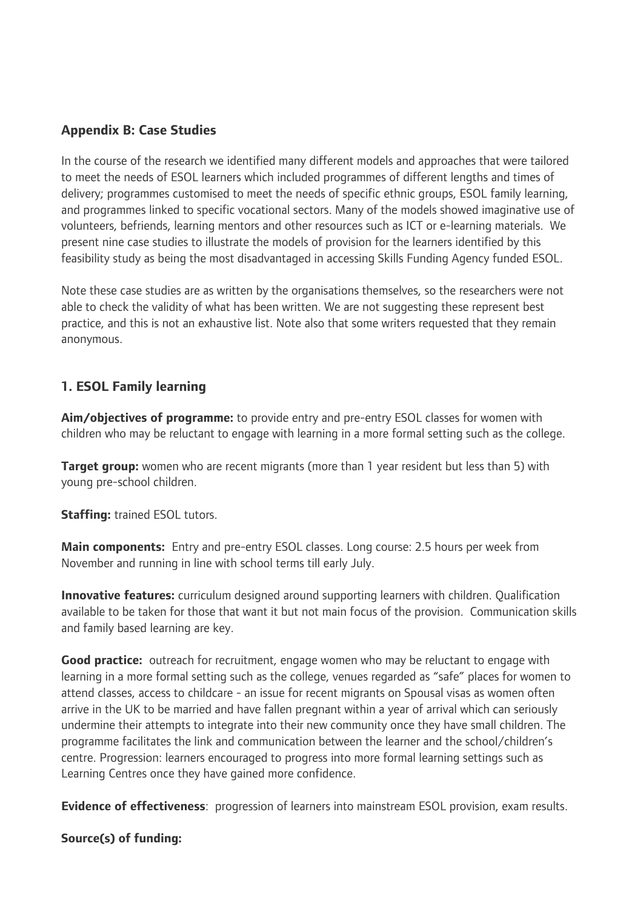## Appendix B: Case Studies

In the course of the research we identified many different models and approaches that were tailored to meet the needs of ESOL learners which included programmes of different lengths and times of delivery; programmes customised to meet the needs of specific ethnic groups, ESOL family learning, and programmes linked to specific vocational sectors. Many of the models showed imaginative use of volunteers, befriends, learning mentors and other resources such as ICT or e-learning materials. We present nine case studies to illustrate the models of provision for the learners identified by this feasibility study as being the most disadvantaged in accessing Skills Funding Agency funded ESOL.

Note these case studies are as written by the organisations themselves, so the researchers were not able to check the validity of what has been written. We are not suggesting these represent best practice, and this is not an exhaustive list. Note also that some writers requested that they remain anonymous.

### 1. ESOL Family learning

**Aim/objectives of programme:** to provide entry and pre-entry ESOL classes for women with children who may be reluctant to engage with learning in a more formal setting such as the college.

**Target group:** women who are recent migrants (more than 1 year resident but less than 5) with young pre-school children.

**Staffing:** trained ESOL tutors.

**Main components:** Entry and pre-entry ESOL classes. Long course: 2.5 hours per week from November and running in line with school terms till early July.

**Innovative features:** curriculum designed around supporting learners with children. Qualification available to be taken for those that want it but not main focus of the provision. Communication skills and family based learning are key.

**Good practice:** outreach for recruitment, engage women who may be reluctant to engage with learning in a more formal setting such as the college, venues regarded as "safe" places for women to attend classes, access to childcare - an issue for recent migrants on Spousal visas as women often arrive in the UK to be married and have fallen pregnant within a year of arrival which can seriously undermine their attempts to integrate into their new community once they have small children. The programme facilitates the link and communication between the learner and the school/children's centre. Progression: learners encouraged to progress into more formal learning settings such as Learning Centres once they have gained more confidence.

**Evidence of effectiveness**: progression of learners into mainstream ESOL provision, exam results.

**Source(s) of funding:**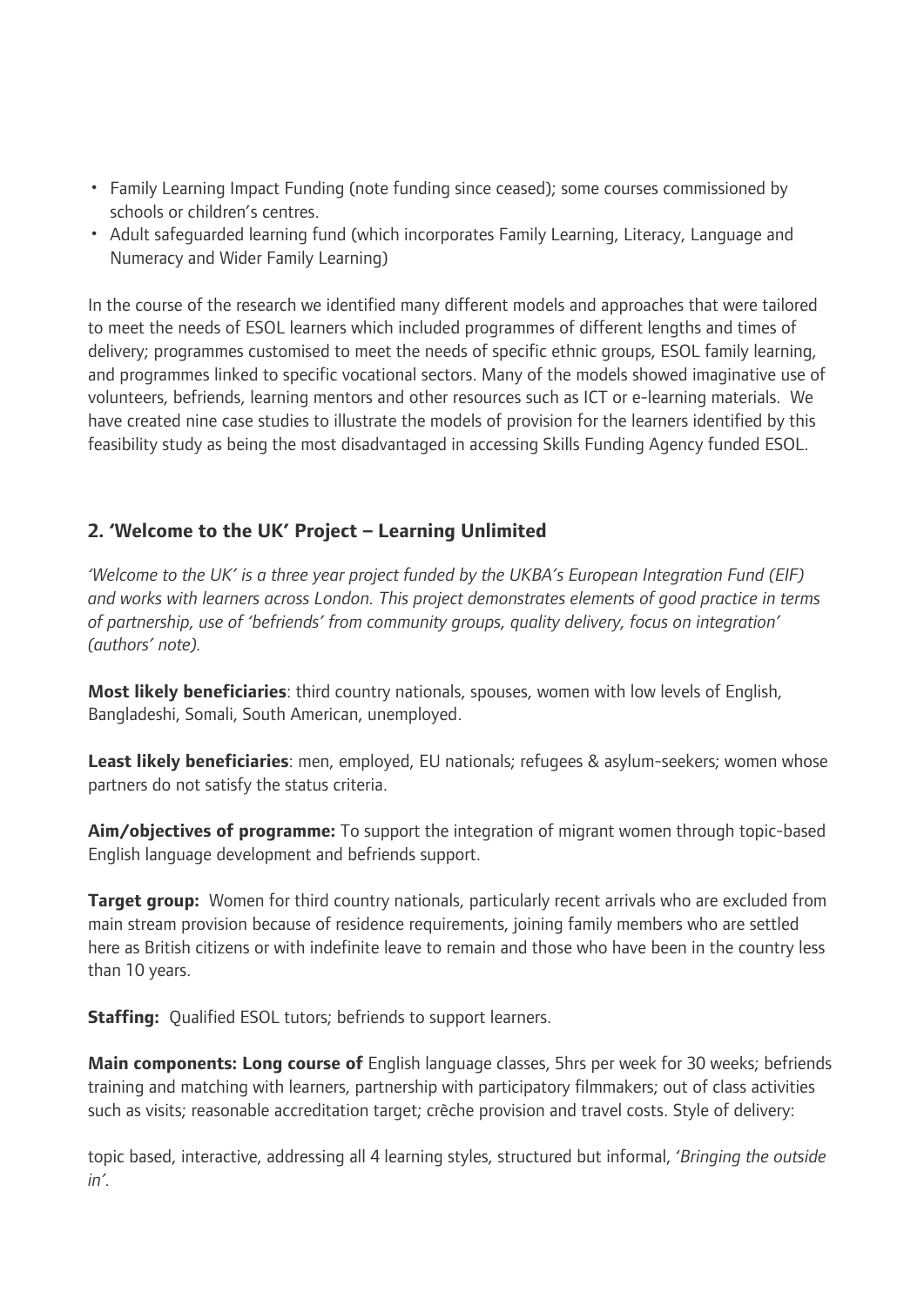- Family Learning Impact Funding (note funding since ceased); some courses commissioned by schools or children's centres.
- Adult safeguarded learning fund (which incorporates Family Learning, Literacy, Language and Numeracy and Wider Family Learning)

In the course of the research we identified many different models and approaches that were tailored to meet the needs of ESOL learners which included programmes of different lengths and times of delivery; programmes customised to meet the needs of specific ethnic groups, ESOL family learning, and programmes linked to specific vocational sectors. Many of the models showed imaginative use of volunteers, befriends, learning mentors and other resources such as ICT or e-learning materials. We have created nine case studies to illustrate the models of provision for the learners identified by this feasibility study as being the most disadvantaged in accessing Skills Funding Agency funded ESOL.

## 2. 'Welcome to the UK' Project – Learning Unlimited

*'Welcome to the UK' is a three year project funded by the UKBA's European Integration Fund (EIF) and works with learners across London. This project demonstrates elements of good practice in terms of partnership, use of 'befriends' from community groups, quality delivery, focus on integration' (authors' note).*

**Most likely beneficiaries**: third country nationals, spouses, women with low levels of English, Bangladeshi, Somali, South American, unemployed.

**Least likely beneficiaries**: men, employed, EU nationals; refugees & asylum-seekers; women whose partners do not satisfy the status criteria.

**Aim/objectives of programme:** To support the integration of migrant women through topic-based English language development and befriends support.

**Target group:** Women for third country nationals, particularly recent arrivals who are excluded from main stream provision because of residence requirements, joining family members who are settled here as British citizens or with indefinite leave to remain and those who have been in the country less than 10 years.

**Staffing:** Qualified ESOL tutors; befriends to support learners.

**Main components: Long course of** English language classes, 5hrs per week for 30 weeks; befriends training and matching with learners, partnership with participatory filmmakers; out of class activities such as visits; reasonable accreditation target; crèche provision and travel costs. Style of delivery:

topic based, interactive, addressing all 4 learning styles, structured but informal, *'Bringing the outside in'*.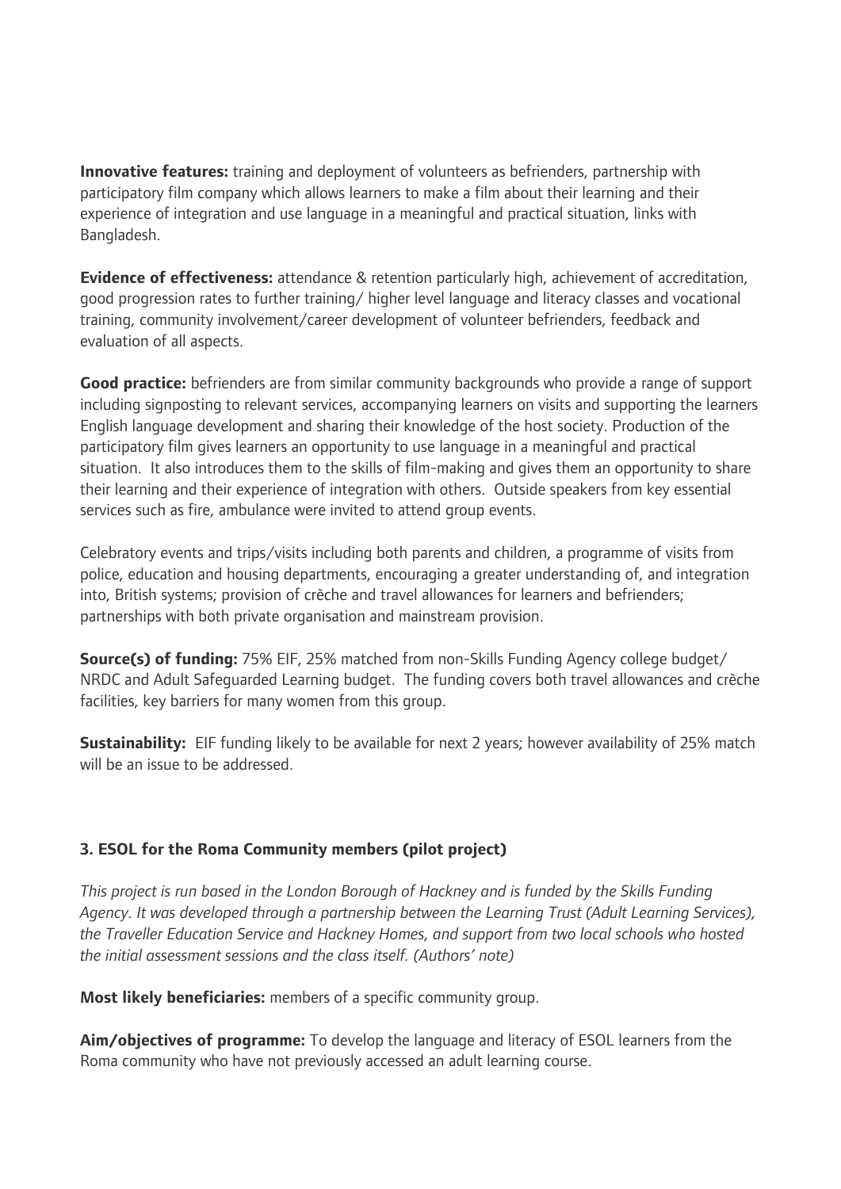**Innovative features:** training and deployment of volunteers as befrienders, partnership with participatory film company which allows learners to make a film about their learning and their experience of integration and use language in a meaningful and practical situation, links with Bangladesh.

**Evidence of effectiveness:** attendance & retention particularly high, achievement of accreditation, good progression rates to further training/ higher level language and literacy classes and vocational training, community involvement/career development of volunteer befrienders, feedback and evaluation of all aspects.

**Good practice:** befrienders are from similar community backgrounds who provide a range of support including signposting to relevant services, accompanying learners on visits and supporting the learners English language development and sharing their knowledge of the host society. Production of the participatory film gives learners an opportunity to use language in a meaningful and practical situation. It also introduces them to the skills of film-making and gives them an opportunity to share their learning and their experience of integration with others. Outside speakers from key essential services such as fire, ambulance were invited to attend group events.

Celebratory events and trips/visits including both parents and children, a programme of visits from police, education and housing departments, encouraging a greater understanding of, and integration into, British systems; provision of crèche and travel allowances for learners and befrienders; partnerships with both private organisation and mainstream provision.

**Source(s) of funding:** 75% EIF, 25% matched from non-Skills Funding Agency college budget/ NRDC and Adult Safeguarded Learning budget. The funding covers both travel allowances and crèche facilities, key barriers for many women from this group.

**Sustainability:** EIF funding likely to be available for next 2 years; however availability of 25% match will be an issue to be addressed.

### 3. ESOL for the Roma Community members (pilot project)

*This project is run based in the London Borough of Hackney and is funded by the Skills Funding Agency. It was developed through a partnership between the Learning Trust (Adult Learning Services), the Traveller Education Service and Hackney Homes, and support from two local schools who hosted the initial assessment sessions and the class itself. (Authors' note)*

**Most likely beneficiaries:** members of a specific community group.

**Aim/objectives of programme:** To develop the language and literacy of ESOL learners from the Roma community who have not previously accessed an adult learning course.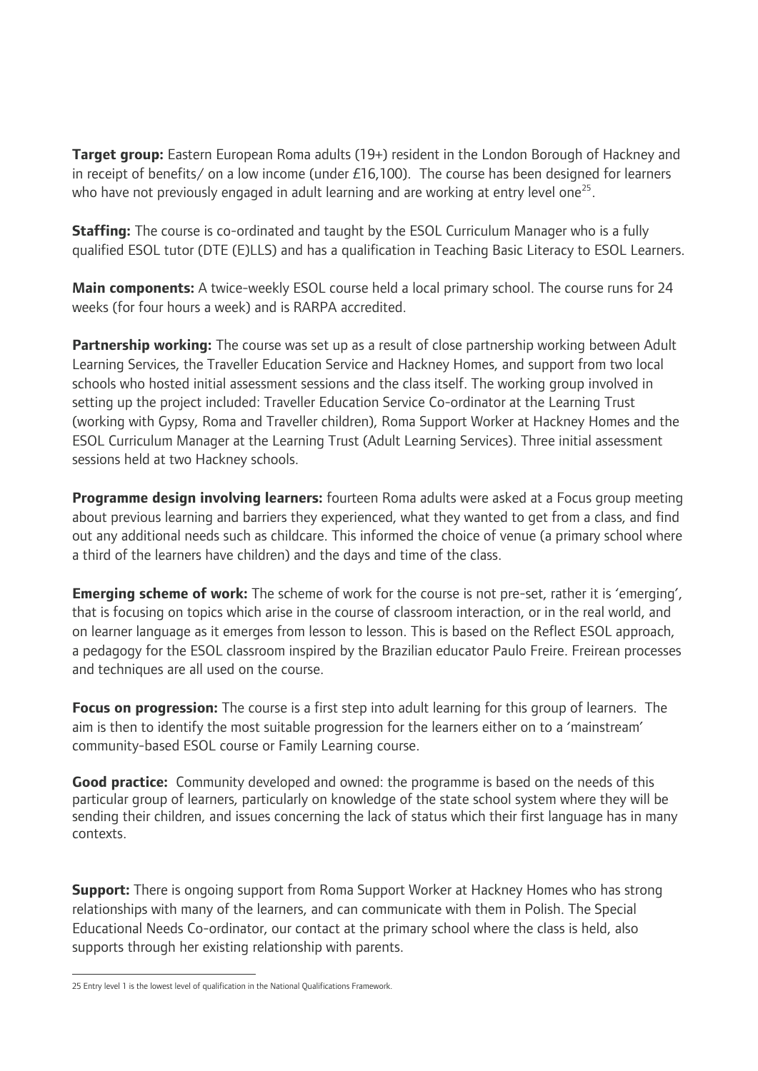**Target group:** Eastern European Roma adults (19+) resident in the London Borough of Hackney and in receipt of benefits/ on a low income (under £16,100). The course has been designed for learners who have not previously engaged in adult learning and are working at entry level one[25].

**Staffing:** The course is co-ordinated and taught by the ESOL Curriculum Manager who is a fully qualified ESOL tutor (DTE (E)LLS) and has a qualification in Teaching Basic Literacy to ESOL Learners.

**Main components:** A twice-weekly ESOL course held a local primary school. The course runs for 24 weeks (for four hours a week) and is RARPA accredited.

**Partnership working:** The course was set up as a result of close partnership working between Adult Learning Services, the Traveller Education Service and Hackney Homes, and support from two local schools who hosted initial assessment sessions and the class itself. The working group involved in setting up the project included: Traveller Education Service Co-ordinator at the Learning Trust (working with Gypsy, Roma and Traveller children), Roma Support Worker at Hackney Homes and the ESOL Curriculum Manager at the Learning Trust (Adult Learning Services). Three initial assessment sessions held at two Hackney schools.

**Programme design involving learners:** fourteen Roma adults were asked at a Focus group meeting about previous learning and barriers they experienced, what they wanted to get from a class, and find out any additional needs such as childcare. This informed the choice of venue (a primary school where a third of the learners have children) and the days and time of the class.

**Emerging scheme of work:** The scheme of work for the course is not pre-set, rather it is 'emerging', that is focusing on topics which arise in the course of classroom interaction, or in the real world, and on learner language as it emerges from lesson to lesson. This is based on the Reflect ESOL approach, a pedagogy for the ESOL classroom inspired by the Brazilian educator Paulo Freire. Freirean processes and techniques are all used on the course.

**Focus on progression:** The course is a first step into adult learning for this group of learners. The aim is then to identify the most suitable progression for the learners either on to a 'mainstream' community-based ESOL course or Family Learning course.

**Good practice:** Community developed and owned: the programme is based on the needs of this particular group of learners, particularly on knowledge of the state school system where they will be sending their children, and issues concerning the lack of status which their first language has in many contexts.

**Support:** There is ongoing support from Roma Support Worker at Hackney Homes who has strong relationships with many of the learners, and can communicate with them in Polish. The Special Educational Needs Co-ordinator, our contact at the primary school where the class is held, also supports through her existing relationship with parents.

---

25 Entry level 1 is the lowest level of qualification in the National Qualifications Framework.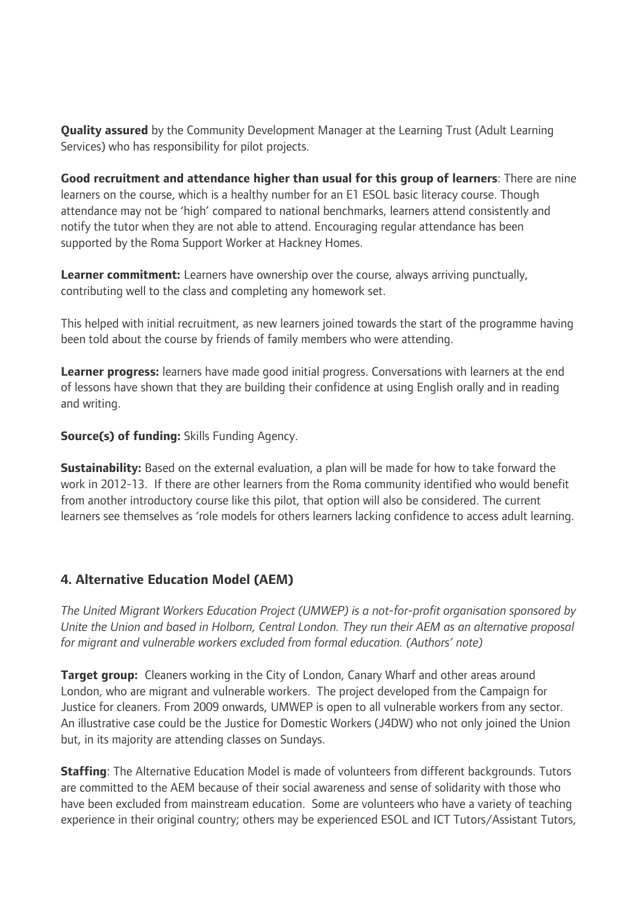**Quality assured** by the Community Development Manager at the Learning Trust (Adult Learning Services) who has responsibility for pilot projects.

**Good recruitment and attendance higher than usual for this group of learners**: There are nine learners on the course, which is a healthy number for an E1 ESOL basic literacy course. Though attendance may not be 'high' compared to national benchmarks, learners attend consistently and notify the tutor when they are not able to attend. Encouraging regular attendance has been supported by the Roma Support Worker at Hackney Homes.

**Learner commitment:** Learners have ownership over the course, always arriving punctually, contributing well to the class and completing any homework set.

This helped with initial recruitment, as new learners joined towards the start of the programme having been told about the course by friends of family members who were attending.

**Learner progress:** learners have made good initial progress. Conversations with learners at the end of lessons have shown that they are building their confidence at using English orally and in reading and writing.

**Source(s) of funding:** Skills Funding Agency.

**Sustainability:** Based on the external evaluation, a plan will be made for how to take forward the work in 2012-13. If there are other learners from the Roma community identified who would benefit from another introductory course like this pilot, that option will also be considered. The current learners see themselves as 'role models for others learners lacking confidence to access adult learning.

## 4. Alternative Education Model (AEM)

*The United Migrant Workers Education Project (UMWEP) is a not-for-profit organisation sponsored by Unite the Union and based in Holborn, Central London. They run their AEM as an alternative proposal for migrant and vulnerable workers excluded from formal education. (Authors' note)*

**Target group:** Cleaners working in the City of London, Canary Wharf and other areas around London, who are migrant and vulnerable workers. The project developed from the Campaign for Justice for cleaners. From 2009 onwards, UMWEP is open to all vulnerable workers from any sector. An illustrative case could be the Justice for Domestic Workers (J4DW) who not only joined the Union but, in its majority are attending classes on Sundays.

**Staffing**: The Alternative Education Model is made of volunteers from different backgrounds. Tutors are committed to the AEM because of their social awareness and sense of solidarity with those who have been excluded from mainstream education. Some are volunteers who have a variety of teaching experience in their original country; others may be experienced ESOL and ICT Tutors/Assistant Tutors,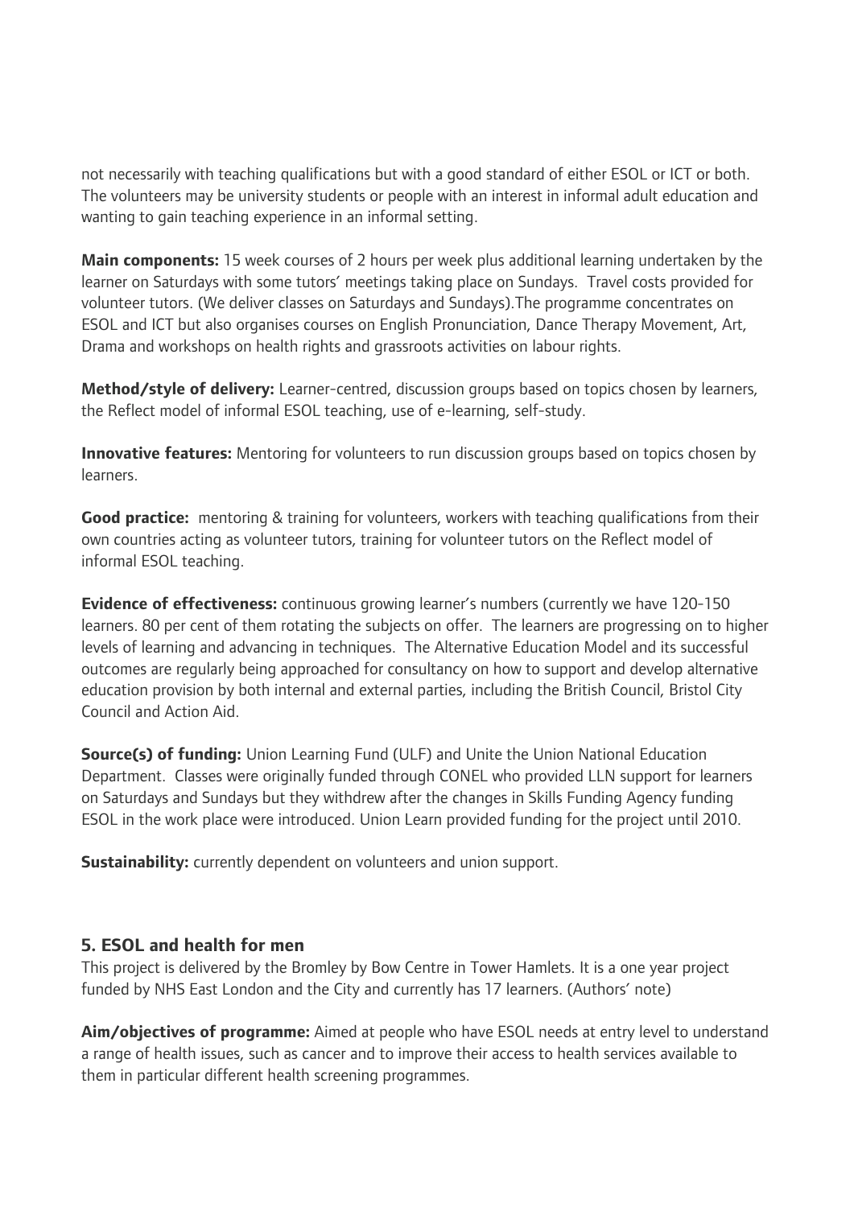not necessarily with teaching qualifications but with a good standard of either ESOL or ICT or both. The volunteers may be university students or people with an interest in informal adult education and wanting to gain teaching experience in an informal setting.

**Main components:** 15 week courses of 2 hours per week plus additional learning undertaken by the learner on Saturdays with some tutors' meetings taking place on Sundays. Travel costs provided for volunteer tutors. (We deliver classes on Saturdays and Sundays).The programme concentrates on ESOL and ICT but also organises courses on English Pronunciation, Dance Therapy Movement, Art, Drama and workshops on health rights and grassroots activities on labour rights.

**Method/style of delivery:** Learner-centred, discussion groups based on topics chosen by learners, the Reflect model of informal ESOL teaching, use of e-learning, self-study.

**Innovative features:** Mentoring for volunteers to run discussion groups based on topics chosen by learners.

**Good practice:** mentoring & training for volunteers, workers with teaching qualifications from their own countries acting as volunteer tutors, training for volunteer tutors on the Reflect model of informal ESOL teaching.

**Evidence of effectiveness:** continuous growing learner's numbers (currently we have 120-150 learners. 80 per cent of them rotating the subjects on offer. The learners are progressing on to higher levels of learning and advancing in techniques. The Alternative Education Model and its successful outcomes are regularly being approached for consultancy on how to support and develop alternative education provision by both internal and external parties, including the British Council, Bristol City Council and Action Aid.

**Source(s) of funding:** Union Learning Fund (ULF) and Unite the Union National Education Department. Classes were originally funded through CONEL who provided LLN support for learners on Saturdays and Sundays but they withdrew after the changes in Skills Funding Agency funding ESOL in the work place were introduced. Union Learn provided funding for the project until 2010.

**Sustainability:** currently dependent on volunteers and union support.

## 5. ESOL and health for men

This project is delivered by the Bromley by Bow Centre in Tower Hamlets. It is a one year project funded by NHS East London and the City and currently has 17 learners. (Authors' note)

**Aim/objectives of programme:** Aimed at people who have ESOL needs at entry level to understand a range of health issues, such as cancer and to improve their access to health services available to them in particular different health screening programmes.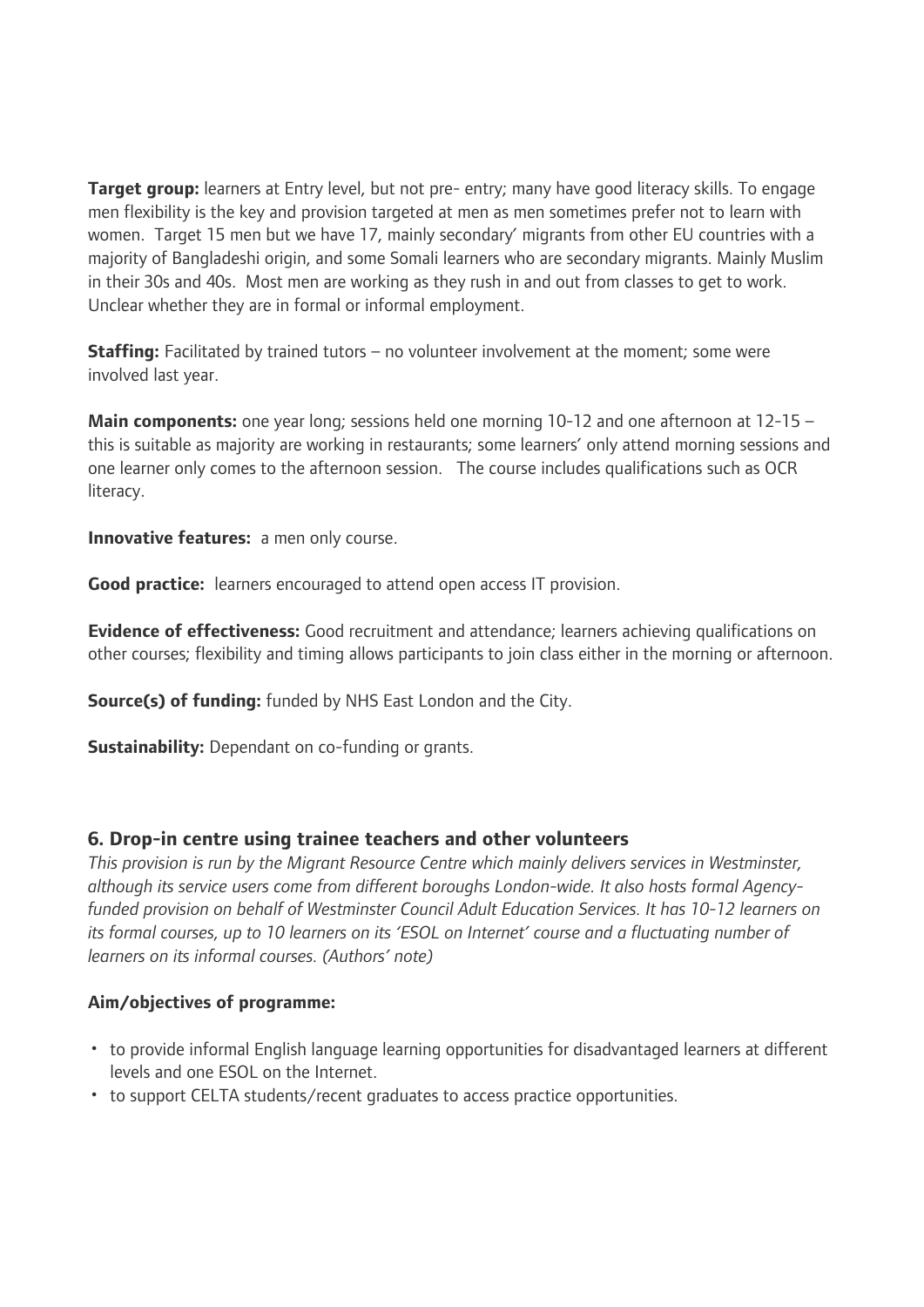**Target group:** learners at Entry level, but not pre- entry; many have good literacy skills. To engage men flexibility is the key and provision targeted at men as men sometimes prefer not to learn with women. Target 15 men but we have 17, mainly secondary' migrants from other EU countries with a majority of Bangladeshi origin, and some Somali learners who are secondary migrants. Mainly Muslim in their 30s and 40s. Most men are working as they rush in and out from classes to get to work. Unclear whether they are in formal or informal employment.

**Staffing:** Facilitated by trained tutors – no volunteer involvement at the moment; some were involved last year.

**Main components:** one year long; sessions held one morning 10-12 and one afternoon at 12-15 – this is suitable as majority are working in restaurants; some learners' only attend morning sessions and one learner only comes to the afternoon session. The course includes qualifications such as OCR literacy.

**Innovative features:** a men only course.

**Good practice:** learners encouraged to attend open access IT provision.

**Evidence of effectiveness:** Good recruitment and attendance; learners achieving qualifications on other courses; flexibility and timing allows participants to join class either in the morning or afternoon.

**Source(s) of funding:** funded by NHS East London and the City.

**Sustainability:** Dependant on co-funding or grants.

### 6. Drop-in centre using trainee teachers and other volunteers

*This provision is run by the Migrant Resource Centre which mainly delivers services in Westminster, although its service users come from different boroughs London-wide. It also hosts formal Agency-funded provision on behalf of Westminster Council Adult Education Services. It has 10-12 learners on its formal courses, up to 10 learners on its 'ESOL on Internet' course and a fluctuating number of learners on its informal courses. (Authors' note)*

**Aim/objectives of programme:**

- to provide informal English language learning opportunities for disadvantaged learners at different levels and one ESOL on the Internet.
- to support CELTA students/recent graduates to access practice opportunities.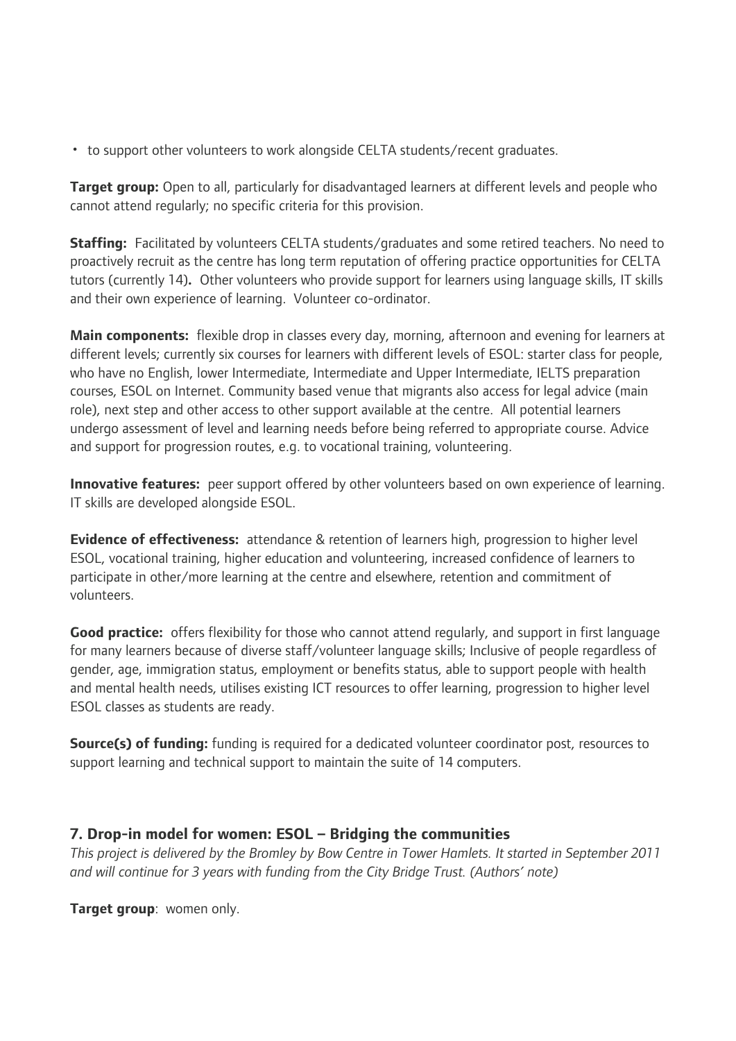- to support other volunteers to work alongside CELTA students/recent graduates.

**Target group:** Open to all, particularly for disadvantaged learners at different levels and people who cannot attend regularly; no specific criteria for this provision.

**Staffing:** Facilitated by volunteers CELTA students/graduates and some retired teachers. No need to proactively recruit as the centre has long term reputation of offering practice opportunities for CELTA tutors (currently 14)**.** Other volunteers who provide support for learners using language skills, IT skills and their own experience of learning. Volunteer co-ordinator.

**Main components:** flexible drop in classes every day, morning, afternoon and evening for learners at different levels; currently six courses for learners with different levels of ESOL: starter class for people, who have no English, lower Intermediate, Intermediate and Upper Intermediate, IELTS preparation courses, ESOL on Internet. Community based venue that migrants also access for legal advice (main role), next step and other access to other support available at the centre. All potential learners undergo assessment of level and learning needs before being referred to appropriate course. Advice and support for progression routes, e.g. to vocational training, volunteering.

**Innovative features:** peer support offered by other volunteers based on own experience of learning. IT skills are developed alongside ESOL.

**Evidence of effectiveness:** attendance & retention of learners high, progression to higher level ESOL, vocational training, higher education and volunteering, increased confidence of learners to participate in other/more learning at the centre and elsewhere, retention and commitment of volunteers.

**Good practice:** offers flexibility for those who cannot attend regularly, and support in first language for many learners because of diverse staff/volunteer language skills; Inclusive of people regardless of gender, age, immigration status, employment or benefits status, able to support people with health and mental health needs, utilises existing ICT resources to offer learning, progression to higher level ESOL classes as students are ready.

**Source(s) of funding:** funding is required for a dedicated volunteer coordinator post, resources to support learning and technical support to maintain the suite of 14 computers.

### 7. Drop-in model for women: ESOL – Bridging the communities

*This project is delivered by the Bromley by Bow Centre in Tower Hamlets. It started in September 2011 and will continue for 3 years with funding from the City Bridge Trust. (Authors' note)*

**Target group**: women only.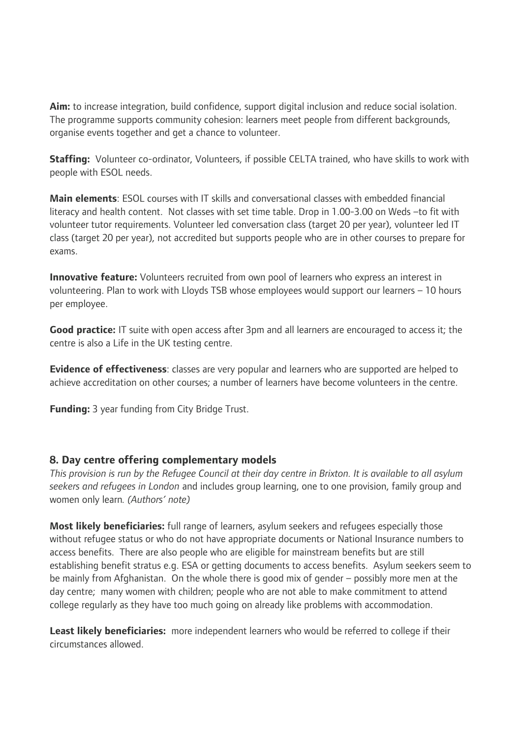**Aim:** to increase integration, build confidence, support digital inclusion and reduce social isolation. The programme supports community cohesion: learners meet people from different backgrounds, organise events together and get a chance to volunteer.

**Staffing:** Volunteer co-ordinator, Volunteers, if possible CELTA trained, who have skills to work with people with ESOL needs.

**Main elements**: ESOL courses with IT skills and conversational classes with embedded financial literacy and health content. Not classes with set time table. Drop in 1.00-3.00 on Weds –to fit with volunteer tutor requirements. Volunteer led conversation class (target 20 per year), volunteer led IT class (target 20 per year), not accredited but supports people who are in other courses to prepare for exams.

**Innovative feature:** Volunteers recruited from own pool of learners who express an interest in volunteering. Plan to work with Lloyds TSB whose employees would support our learners – 10 hours per employee.

**Good practice:** IT suite with open access after 3pm and all learners are encouraged to access it; the centre is also a Life in the UK testing centre.

**Evidence of effectiveness**: classes are very popular and learners who are supported are helped to achieve accreditation on other courses; a number of learners have become volunteers in the centre.

**Funding:** 3 year funding from City Bridge Trust.

### 8. Day centre offering complementary models

*This provision is run by the Refugee Council at their day centre in Brixton. It is available to all asylum seekers and refugees in London* and includes group learning, one to one provision, family group and women only learn*. (Authors' note)*

**Most likely beneficiaries:** full range of learners, asylum seekers and refugees especially those without refugee status or who do not have appropriate documents or National Insurance numbers to access benefits. There are also people who are eligible for mainstream benefits but are still establishing benefit stratus e.g. ESA or getting documents to access benefits. Asylum seekers seem to be mainly from Afghanistan. On the whole there is good mix of gender – possibly more men at the day centre; many women with children; people who are not able to make commitment to attend college regularly as they have too much going on already like problems with accommodation.

**Least likely beneficiaries:** more independent learners who would be referred to college if their circumstances allowed.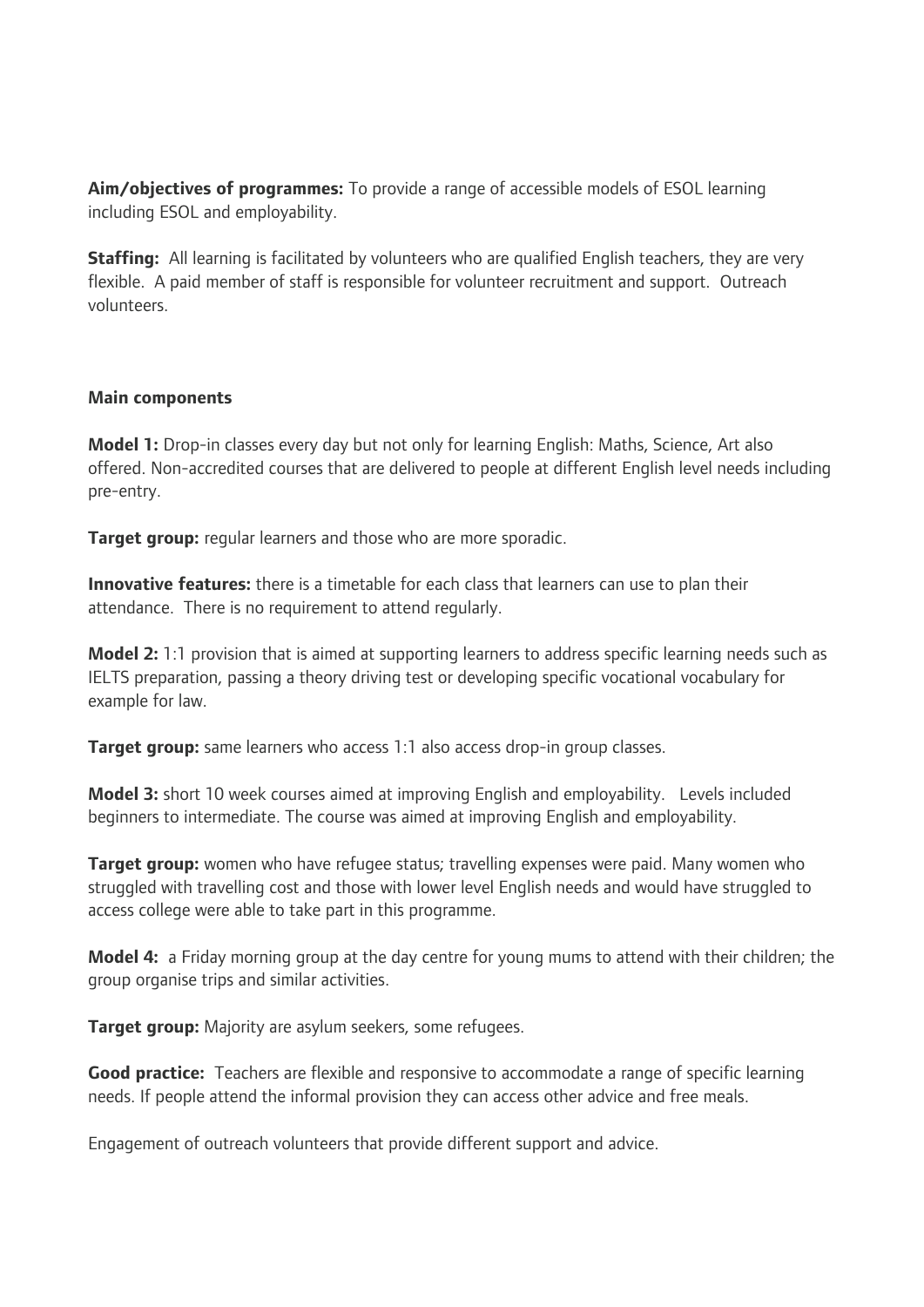**Aim/objectives of programmes:** To provide a range of accessible models of ESOL learning including ESOL and employability.

**Staffing:** All learning is facilitated by volunteers who are qualified English teachers, they are very flexible. A paid member of staff is responsible for volunteer recruitment and support. Outreach volunteers.

**Main components**

**Model 1:** Drop-in classes every day but not only for learning English: Maths, Science, Art also offered. Non-accredited courses that are delivered to people at different English level needs including pre-entry.

**Target group:** regular learners and those who are more sporadic.

**Innovative features:** there is a timetable for each class that learners can use to plan their attendance. There is no requirement to attend regularly.

**Model 2:** 1:1 provision that is aimed at supporting learners to address specific learning needs such as IELTS preparation, passing a theory driving test or developing specific vocational vocabulary for example for law.

**Target group:** same learners who access 1:1 also access drop-in group classes.

**Model 3:** short 10 week courses aimed at improving English and employability. Levels included beginners to intermediate. The course was aimed at improving English and employability.

**Target group:** women who have refugee status; travelling expenses were paid. Many women who struggled with travelling cost and those with lower level English needs and would have struggled to access college were able to take part in this programme.

**Model 4:** a Friday morning group at the day centre for young mums to attend with their children; the group organise trips and similar activities.

**Target group:** Majority are asylum seekers, some refugees.

**Good practice:** Teachers are flexible and responsive to accommodate a range of specific learning needs. If people attend the informal provision they can access other advice and free meals.

Engagement of outreach volunteers that provide different support and advice.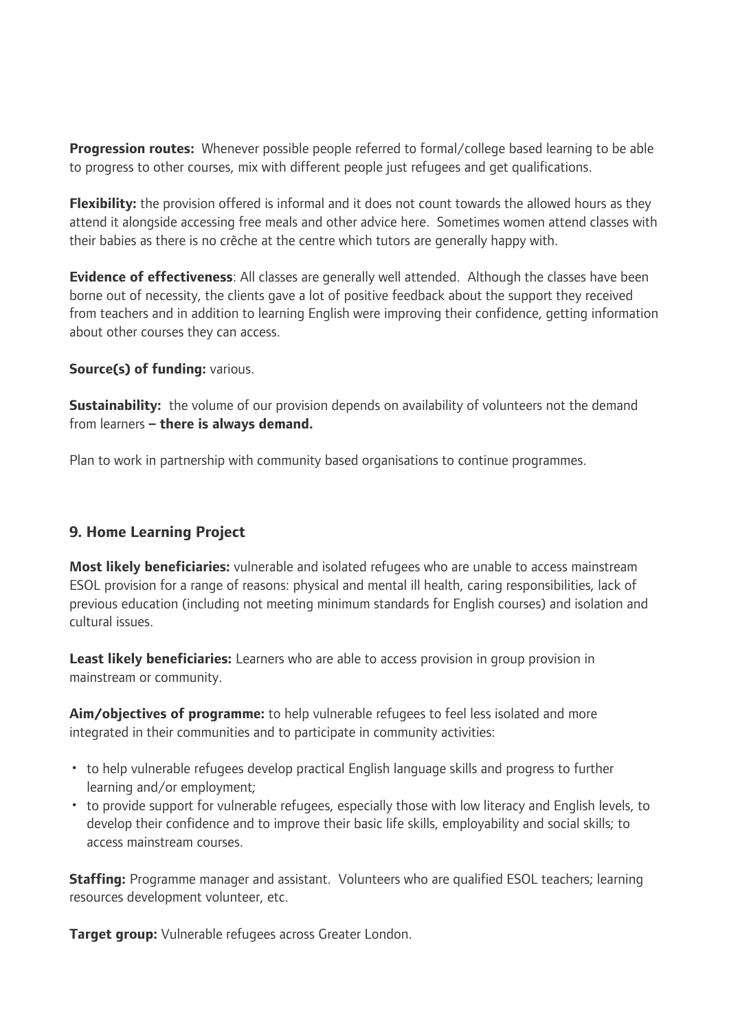**Progression routes:** Whenever possible people referred to formal/college based learning to be able to progress to other courses, mix with different people just refugees and get qualifications.

**Flexibility:** the provision offered is informal and it does not count towards the allowed hours as they attend it alongside accessing free meals and other advice here. Sometimes women attend classes with their babies as there is no crêche at the centre which tutors are generally happy with.

**Evidence of effectiveness**: All classes are generally well attended. Although the classes have been borne out of necessity, the clients gave a lot of positive feedback about the support they received from teachers and in addition to learning English were improving their confidence, getting information about other courses they can access.

**Source(s) of funding:** various.

**Sustainability:** the volume of our provision depends on availability of volunteers not the demand from learners **– there is always demand.**

Plan to work in partnership with community based organisations to continue programmes.

### 9. Home Learning Project

**Most likely beneficiaries:** vulnerable and isolated refugees who are unable to access mainstream ESOL provision for a range of reasons: physical and mental ill health, caring responsibilities, lack of previous education (including not meeting minimum standards for English courses) and isolation and cultural issues.

**Least likely beneficiaries:** Learners who are able to access provision in group provision in mainstream or community.

**Aim/objectives of programme:** to help vulnerable refugees to feel less isolated and more integrated in their communities and to participate in community activities:

- to help vulnerable refugees develop practical English language skills and progress to further learning and/or employment;
- to provide support for vulnerable refugees, especially those with low literacy and English levels, to develop their confidence and to improve their basic life skills, employability and social skills; to access mainstream courses.

**Staffing:** Programme manager and assistant. Volunteers who are qualified ESOL teachers; learning resources development volunteer, etc.

**Target group:** Vulnerable refugees across Greater London.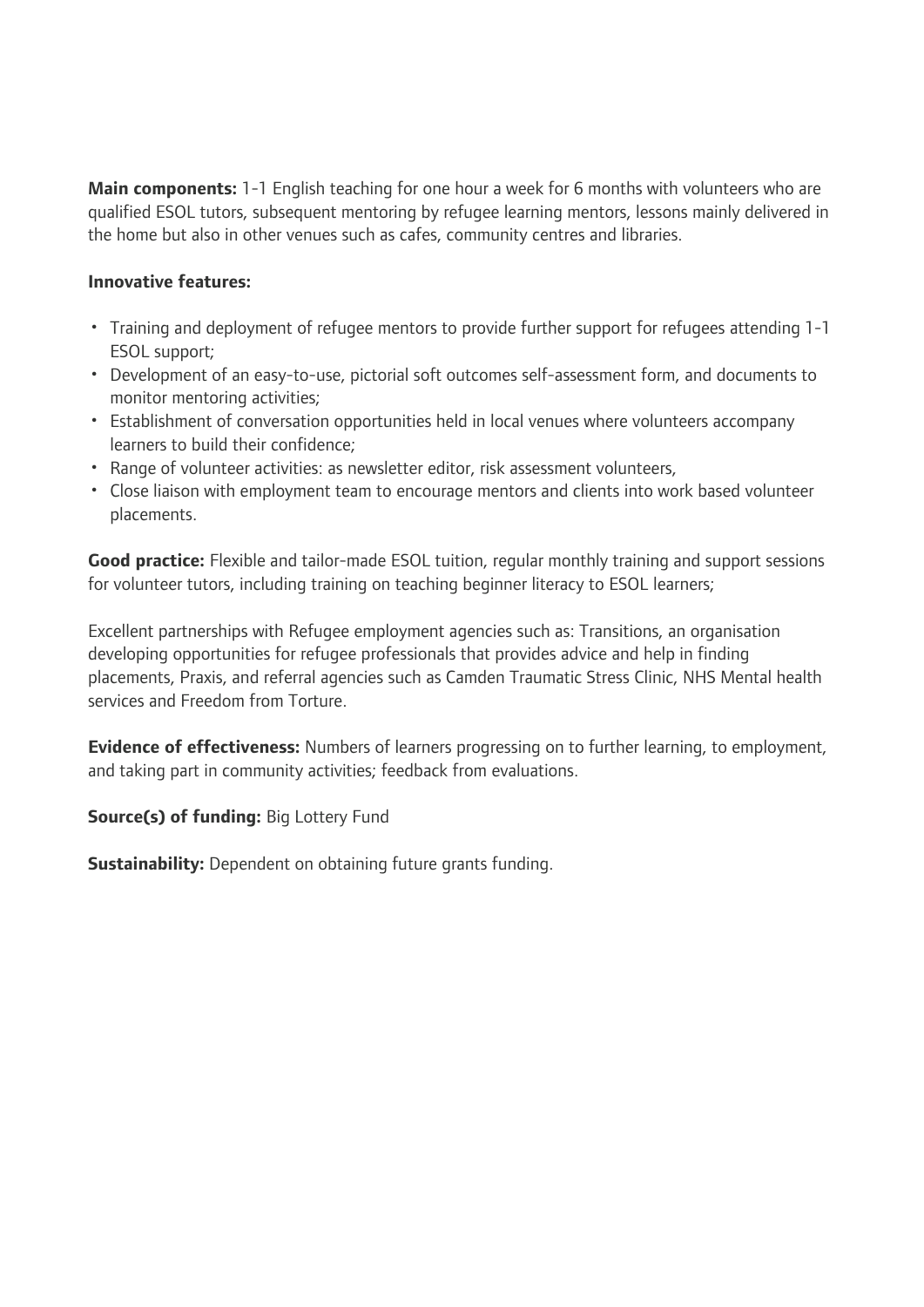**Main components:** 1-1 English teaching for one hour a week for 6 months with volunteers who are qualified ESOL tutors, subsequent mentoring by refugee learning mentors, lessons mainly delivered in the home but also in other venues such as cafes, community centres and libraries.

**Innovative features:**

- Training and deployment of refugee mentors to provide further support for refugees attending 1-1 ESOL support;
- Development of an easy-to-use, pictorial soft outcomes self-assessment form, and documents to monitor mentoring activities;
- Establishment of conversation opportunities held in local venues where volunteers accompany learners to build their confidence;
- Range of volunteer activities: as newsletter editor, risk assessment volunteers,
- Close liaison with employment team to encourage mentors and clients into work based volunteer placements.

**Good practice:** Flexible and tailor-made ESOL tuition, regular monthly training and support sessions for volunteer tutors, including training on teaching beginner literacy to ESOL learners;

Excellent partnerships with Refugee employment agencies such as: Transitions, an organisation developing opportunities for refugee professionals that provides advice and help in finding placements, Praxis, and referral agencies such as Camden Traumatic Stress Clinic, NHS Mental health services and Freedom from Torture.

**Evidence of effectiveness:** Numbers of learners progressing on to further learning, to employment, and taking part in community activities; feedback from evaluations.

**Source(s) of funding:** Big Lottery Fund

**Sustainability:** Dependent on obtaining future grants funding.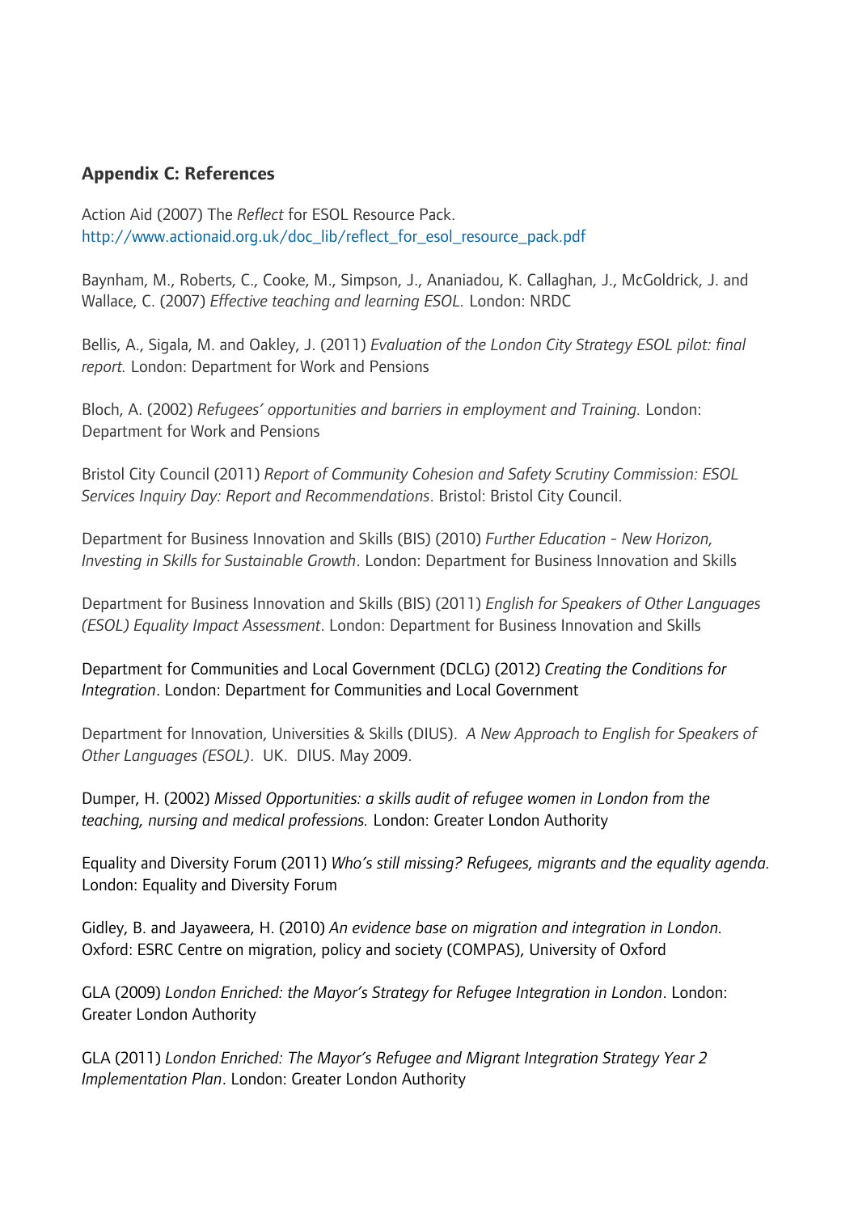## Appendix C: References

Action Aid (2007) The *Reflect* for ESOL Resource Pack. http://www.actionaid.org.uk/doc_lib/reflect_for_esol_resource_pack.pdf

Baynham, M., Roberts, C., Cooke, M., Simpson, J., Ananiadou, K. Callaghan, J., McGoldrick, J. and Wallace, C. (2007) *Effective teaching and learning ESOL.* London: NRDC

Bellis, A., Sigala, M. and Oakley, J. (2011) *Evaluation of the London City Strategy ESOL pilot: final report.* London: Department for Work and Pensions

Bloch, A. (2002) *Refugees' opportunities and barriers in employment and Training.* London: Department for Work and Pensions

Bristol City Council (2011) *Report of Community Cohesion and Safety Scrutiny Commission: ESOL Services Inquiry Day: Report and Recommendations*. Bristol: Bristol City Council.

Department for Business Innovation and Skills (BIS) (2010) *Further Education - New Horizon, Investing in Skills for Sustainable Growth*. London: Department for Business Innovation and Skills

Department for Business Innovation and Skills (BIS) (2011) *English for Speakers of Other Languages (ESOL) Equality Impact Assessment*. London: Department for Business Innovation and Skills

Department for Communities and Local Government (DCLG) (2012) *Creating the Conditions for Integration*. London: Department for Communities and Local Government

Department for Innovation, Universities & Skills (DIUS). *A New Approach to English for Speakers of Other Languages (ESOL)*. UK. DIUS. May 2009.

Dumper, H. (2002) *Missed Opportunities: a skills audit of refugee women in London from the teaching, nursing and medical professions.* London: Greater London Authority

Equality and Diversity Forum (2011) *Who's still missing? Refugees, migrants and the equality agenda.* London: Equality and Diversity Forum

Gidley, B. and Jayaweera, H. (2010) *An evidence base on migration and integration in London.* Oxford: ESRC Centre on migration, policy and society (COMPAS), University of Oxford

GLA (2009) *London Enriched: the Mayor's Strategy for Refugee Integration in London*. London: Greater London Authority

GLA (2011) *London Enriched: The Mayor's Refugee and Migrant Integration Strategy Year 2 Implementation Plan*. London: Greater London Authority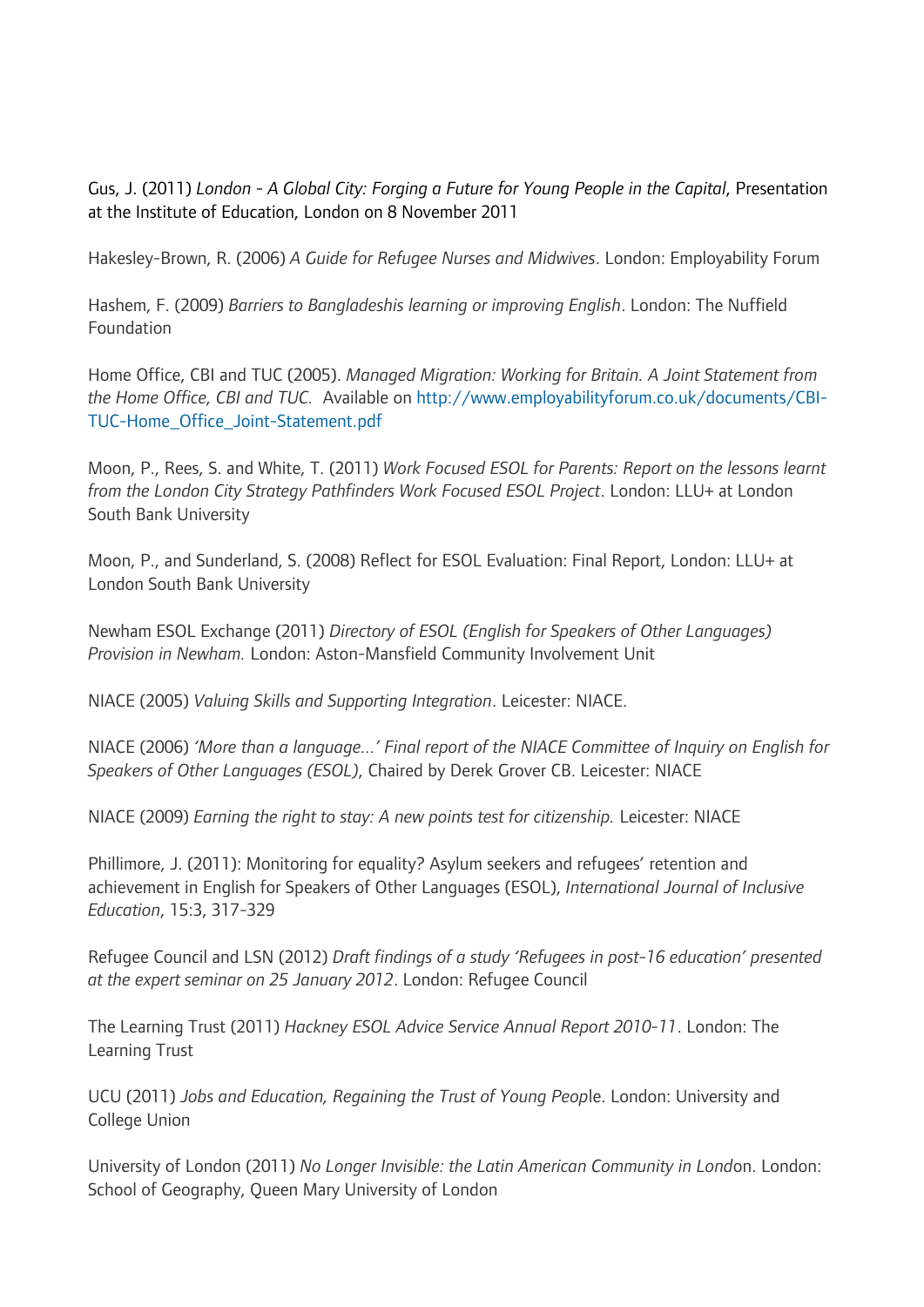Gus, J. (2011) *London - A Global City: Forging a Future for Young People in the Capital*, Presentation at the Institute of Education, London on 8 November 2011

Hakesley-Brown, R. (2006) *A Guide for Refugee Nurses and Midwives*. London: Employability Forum

Hashem, F. (2009) *Barriers to Bangladeshis learning or improving English*. London: The Nuffield Foundation

Home Office, CBI and TUC (2005). *Managed Migration: Working for Britain. A Joint Statement from the Home Office, CBI and TUC.* Available on http://www.employabilityforum.co.uk/documents/CBI-TUC-Home_Office_Joint-Statement.pdf

Moon, P., Rees, S. and White, T. (2011) *Work Focused ESOL for Parents: Report on the lessons learnt from the London City Strategy Pathfinders Work Focused ESOL Project*. London: LLU+ at London South Bank University

Moon, P., and Sunderland, S. (2008) Reflect for ESOL Evaluation: Final Report, London: LLU+ at London South Bank University

Newham ESOL Exchange (2011) *Directory of ESOL (English for Speakers of Other Languages) Provision in Newham.* London: Aston-Mansfield Community Involvement Unit

NIACE (2005) *Valuing Skills and Supporting Integration*. Leicester: NIACE.

NIACE (2006) *'More than a language...' Final report of the NIACE Committee of Inquiry on English for Speakers of Other Languages (ESOL)*, Chaired by Derek Grover CB. Leicester: NIACE

NIACE (2009) *Earning the right to stay: A new points test for citizenship.* Leicester: NIACE

Phillimore, J. (2011): Monitoring for equality? Asylum seekers and refugees' retention and achievement in English for Speakers of Other Languages (ESOL), *International Journal of Inclusive Education*, 15:3, 317-329

Refugee Council and LSN (2012) *Draft findings of a study 'Refugees in post-16 education' presented at the expert seminar on 25 January 2012*. London: Refugee Council

The Learning Trust (2011) *Hackney ESOL Advice Service Annual Report 2010-11*. London: The Learning Trust

UCU (2011) *Jobs and Education, Regaining the Trust of Young People*. London: University and College Union

University of London (2011) *No Longer Invisible: the Latin American Community in London*. London: School of Geography, Queen Mary University of London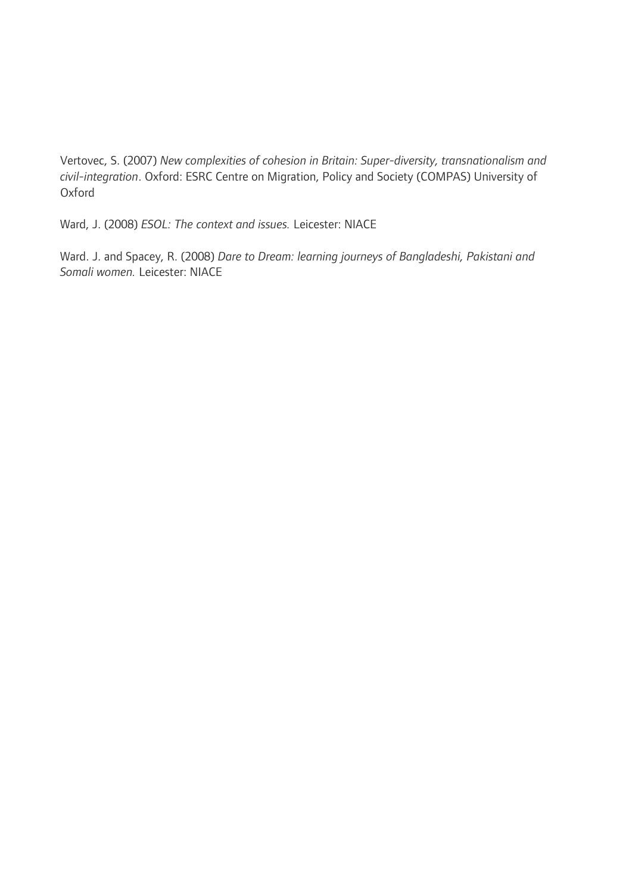Vertovec, S. (2007) *New complexities of cohesion in Britain: Super-diversity, transnationalism and civil-integration*. Oxford: ESRC Centre on Migration, Policy and Society (COMPAS) University of Oxford

Ward, J. (2008) *ESOL: The context and issues.* Leicester: NIACE

Ward. J. and Spacey, R. (2008) *Dare to Dream: learning journeys of Bangladeshi, Pakistani and Somali women.* Leicester: NIACE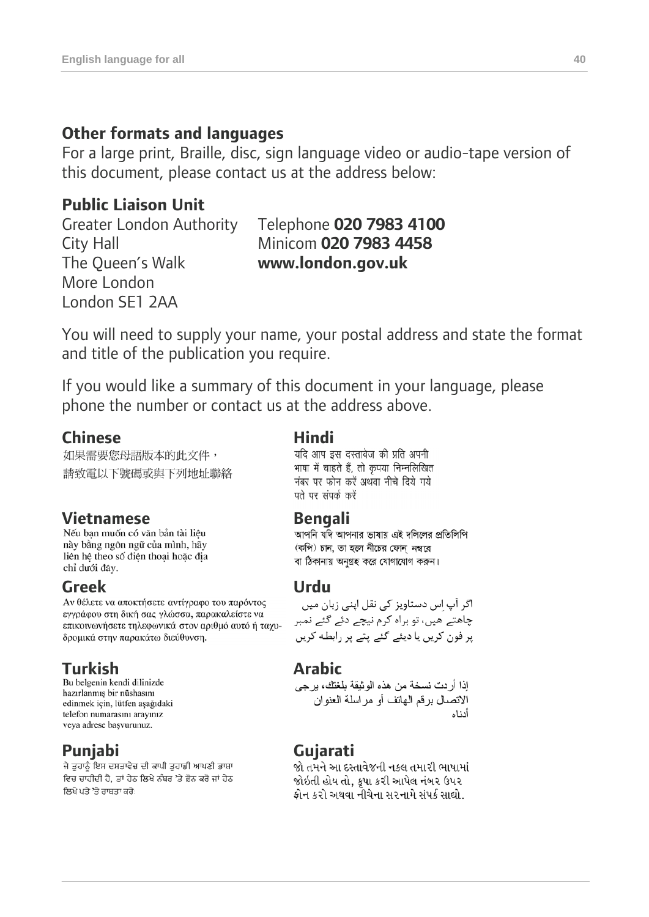## Other formats and languages

For a large print, Braille, disc, sign language video or audio-tape version of this document, please contact us at the address below:

**Public Liaison Unit**

Greater London Authority
City Hall
The Queen's Walk
More London
London SE1 2AA

Telephone **020 7983 4100**
Minicom **020 7983 4458**
**www.london.gov.uk**

You will need to supply your name, your postal address and state the format and title of the publication you require.

If you would like a summary of this document in your language, please phone the number or contact us at the address above.

### Chinese

如果需要您母語版本的此文件，
請致電以下號碼或與下列地址聯絡

### Vietnamese

Nếu bạn muốn có văn bản tài liệu này bằng ngôn ngữ của mình, hãy liên hệ theo số điện thoại hoặc địa chỉ dưới đây.

### Greek

Αν θέλετε να αποκτήσετε αντίγραφο του παρόντος εγγράφου στη δική σας γλώσσα, παρακαλείστε να επικοινωνήσετε τηλεφωνικά στον αριθμό αυτό ή ταχυδρομικά στην παρακάτω διεύθυνση.

### Turkish

Bu belgenin kendi dilinizde hazırlanmış bir nüshasını edinmek için, lütfen aşağıdaki telefon numarasını arayınız veya adrese başvurunuz.

### Punjabi

ਜੇ ਤੁਹਾਨੂੰ ਇਸ ਦਸਤਾਵੇਜ਼ ਦੀ ਕਾਪੀ ਤੁਹਾਡੀ ਆਪਣੀ ਭਾਸ਼ਾ ਵਿਚ ਚਾਹੀਦੀ ਹੈ, ਤਾਂ ਹੇਠ ਲਿਖੇ ਨੰਬਰ 'ਤੇ ਫ਼ੋਨ ਕਰੋ ਜਾਂ ਹੇਠ ਲਿਖੇ ਪਤੇ 'ਤੇ ਰਾਬਤਾ ਕਰੋ:

### Hindi

यदि आप इस दस्तावेज की प्रति अपनी भाषा में चाहते हैं, तो कृपया निम्नलिखित नंबर पर फोन करें अथवा नीचे दिये गये पते पर संपर्क करें

### Bengali

আপনি যদি আপনার ভাষায় এই দলিলের প্রতিলিপি (কপি) চান, তা হলে নীচের ফোন্ নম্বরে বা ঠিকানায় অনুগ্রহ করে যোগাযোগ করুন।

### Urdu

اگر آپ اِس دستاویز کی نقل اپنی زبان میں چاهتے هیں، تو براہ کرم نیچے دئے گئے نمبر پر فون کریں یا دیئے گئے پتے پر رابطه کریں

### Arabic

إذا أردت نسخة من هذه الوثيقة بلغتك، يرجى الاتصال برقم الهاتف أو مراسلة العنوان أدناه

### Gujarati

જો તમને આ દસ્તાવેજની નકલ તમારી ભાષામાં જોઇતી હોય તો, કૃપા કરી આપેલ નંબર ઉપર ફોન કરો અથવા નીચેના સરનામે સંપર્ક સાઘો.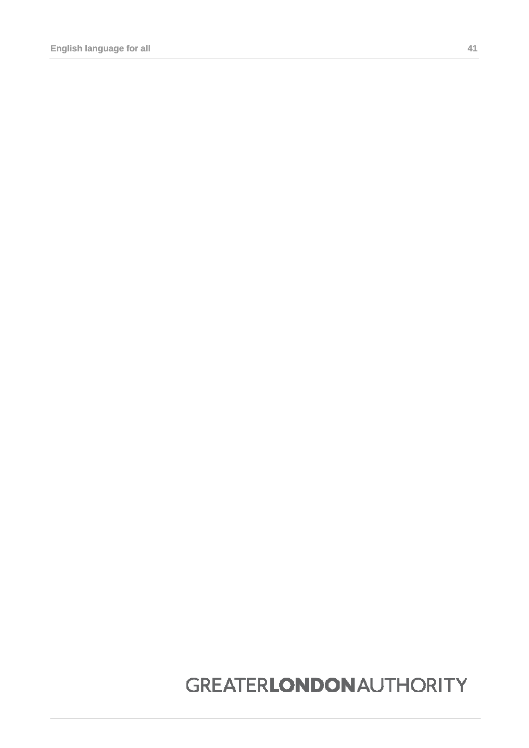GREATER**LONDON**AUTHORITY